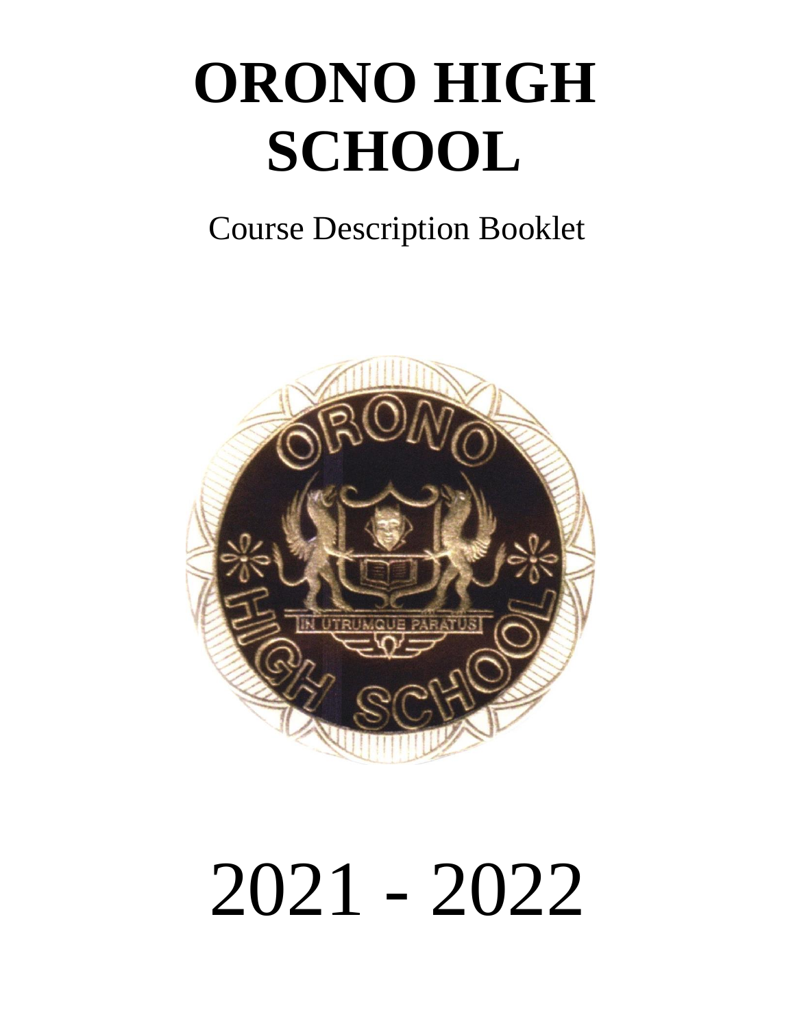# ORONO HIGH SCHOOL

Course Description Booklet

2021 - 2022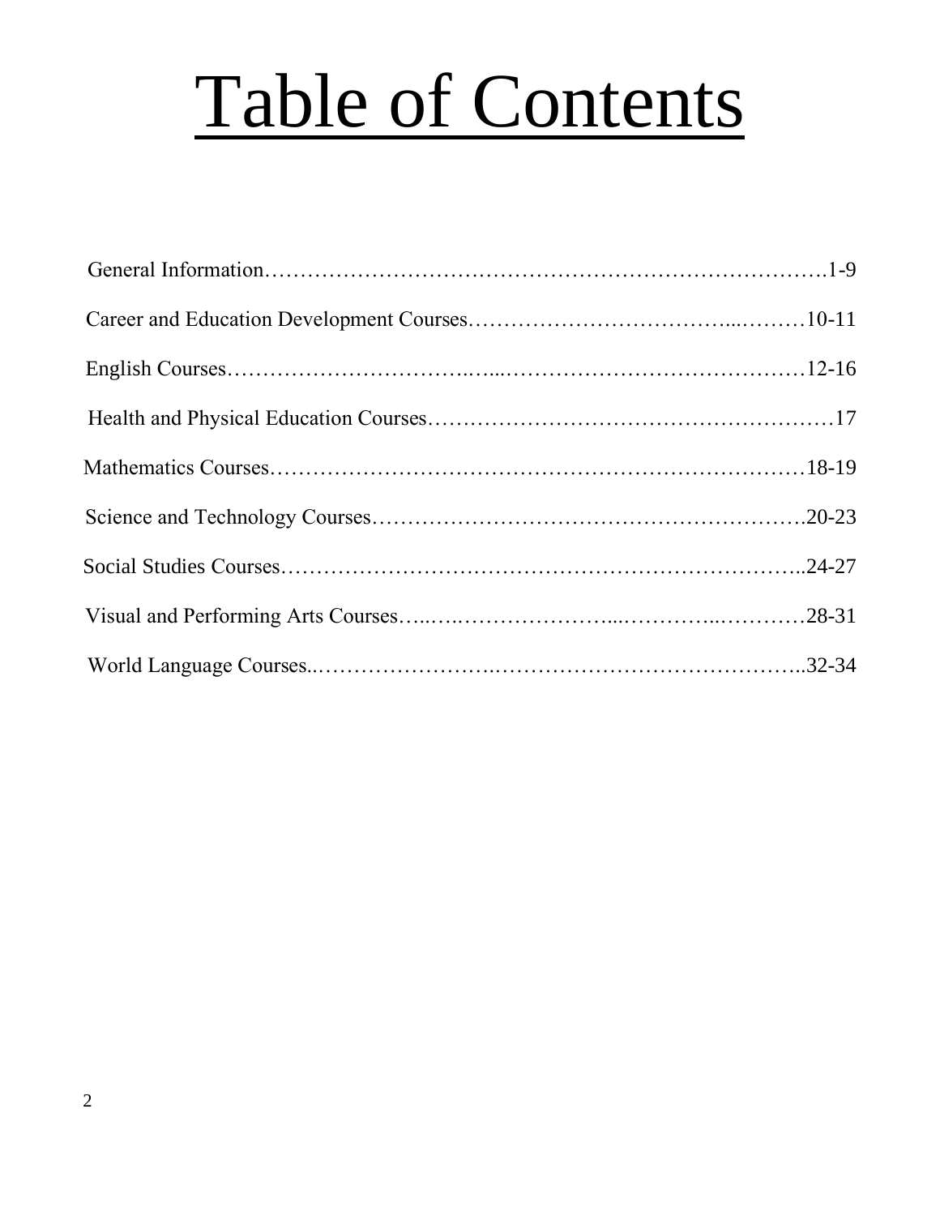# Table of Contents

General Information……………………………………………………………………….1-9

Career and Education Development Courses…………………………………...………10-11

English Courses……………………………..…...……………………………………12-16

Health and Physical Education Courses………………………………………………17

Mathematics Courses…………………………………………………………………18-19

Science and Technology Courses…………………………………………………….20-23

Social Studies Courses………………………………………………………………..24-27

Visual and Performing Arts Courses…..…..…………………...…………..…………28-31

World Language Courses..……………………..……………………………………..32-34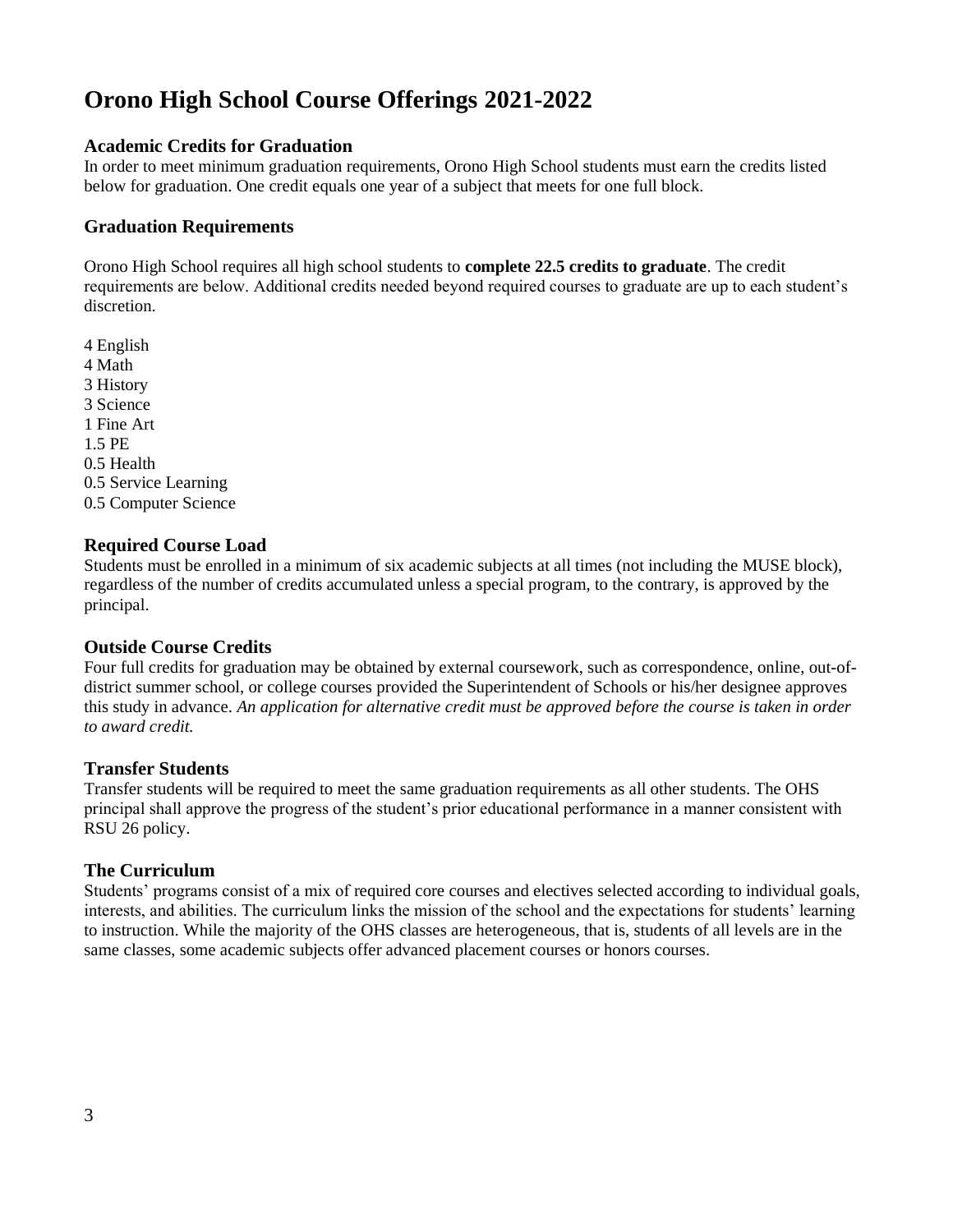# Orono High School Course Offerings 2021-2022

### Academic Credits for Graduation

In order to meet minimum graduation requirements, Orono High School students must earn the credits listed below for graduation. One credit equals one year of a subject that meets for one full block.

### Graduation Requirements

Orono High School requires all high school students to **complete 22.5 credits to graduate**. The credit requirements are below. Additional credits needed beyond required courses to graduate are up to each student's discretion.

4 English
4 Math
3 History
3 Science
1 Fine Art
1.5 PE
0.5 Health
0.5 Service Learning
0.5 Computer Science

### Required Course Load

Students must be enrolled in a minimum of six academic subjects at all times (not including the MUSE block), regardless of the number of credits accumulated unless a special program, to the contrary, is approved by the principal.

### Outside Course Credits

Four full credits for graduation may be obtained by external coursework, such as correspondence, online, out-of-district summer school, or college courses provided the Superintendent of Schools or his/her designee approves this study in advance. *An application for alternative credit must be approved before the course is taken in order to award credit.*

### Transfer Students

Transfer students will be required to meet the same graduation requirements as all other students. The OHS principal shall approve the progress of the student's prior educational performance in a manner consistent with RSU 26 policy.

### The Curriculum

Students' programs consist of a mix of required core courses and electives selected according to individual goals, interests, and abilities. The curriculum links the mission of the school and the expectations for students' learning to instruction. While the majority of the OHS classes are heterogeneous, that is, students of all levels are in the same classes, some academic subjects offer advanced placement courses or honors courses.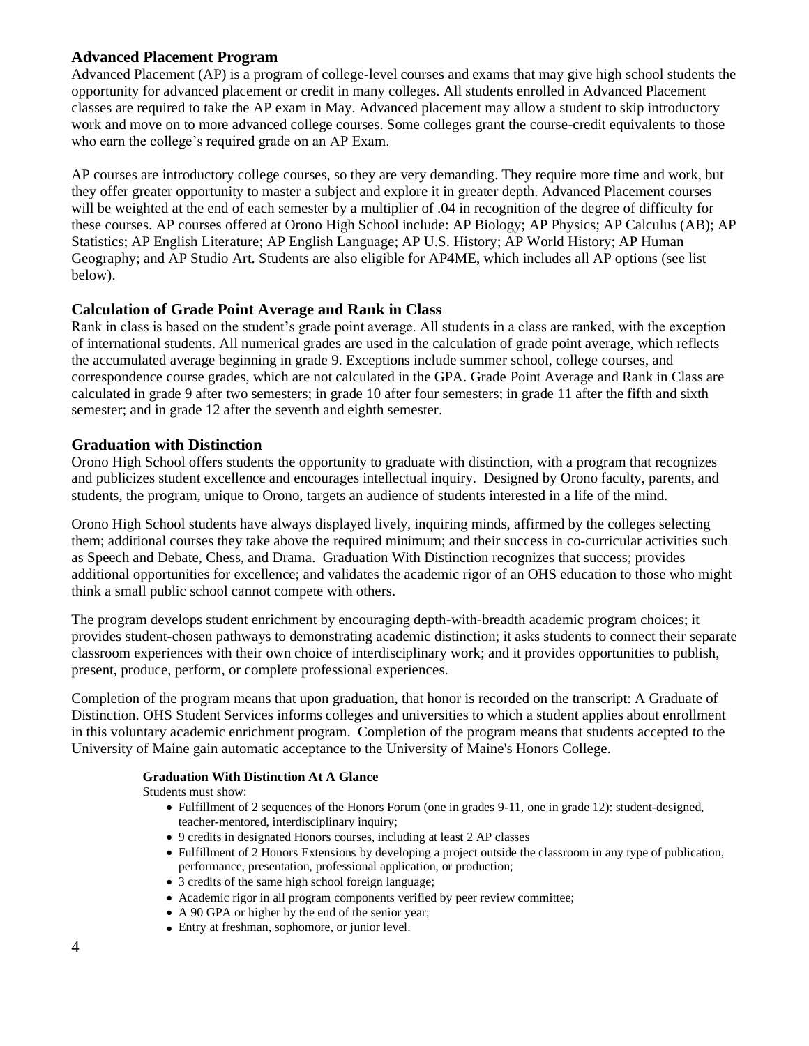## Advanced Placement Program

Advanced Placement (AP) is a program of college-level courses and exams that may give high school students the opportunity for advanced placement or credit in many colleges. All students enrolled in Advanced Placement classes are required to take the AP exam in May. Advanced placement may allow a student to skip introductory work and move on to more advanced college courses. Some colleges grant the course-credit equivalents to those who earn the college's required grade on an AP Exam.

AP courses are introductory college courses, so they are very demanding. They require more time and work, but they offer greater opportunity to master a subject and explore it in greater depth. Advanced Placement courses will be weighted at the end of each semester by a multiplier of .04 in recognition of the degree of difficulty for these courses. AP courses offered at Orono High School include: AP Biology; AP Physics; AP Calculus (AB); AP Statistics; AP English Literature; AP English Language; AP U.S. History; AP World History; AP Human Geography; and AP Studio Art. Students are also eligible for AP4ME, which includes all AP options (see list below).

## Calculation of Grade Point Average and Rank in Class

Rank in class is based on the student's grade point average. All students in a class are ranked, with the exception of international students. All numerical grades are used in the calculation of grade point average, which reflects the accumulated average beginning in grade 9. Exceptions include summer school, college courses, and correspondence course grades, which are not calculated in the GPA. Grade Point Average and Rank in Class are calculated in grade 9 after two semesters; in grade 10 after four semesters; in grade 11 after the fifth and sixth semester; and in grade 12 after the seventh and eighth semester.

## Graduation with Distinction

Orono High School offers students the opportunity to graduate with distinction, with a program that recognizes and publicizes student excellence and encourages intellectual inquiry. Designed by Orono faculty, parents, and students, the program, unique to Orono, targets an audience of students interested in a life of the mind.

Orono High School students have always displayed lively, inquiring minds, affirmed by the colleges selecting them; additional courses they take above the required minimum; and their success in co-curricular activities such as Speech and Debate, Chess, and Drama. Graduation With Distinction recognizes that success; provides additional opportunities for excellence; and validates the academic rigor of an OHS education to those who might think a small public school cannot compete with others.

The program develops student enrichment by encouraging depth-with-breadth academic program choices; it provides student-chosen pathways to demonstrating academic distinction; it asks students to connect their separate classroom experiences with their own choice of interdisciplinary work; and it provides opportunities to publish, present, produce, perform, or complete professional experiences.

Completion of the program means that upon graduation, that honor is recorded on the transcript: A Graduate of Distinction. OHS Student Services informs colleges and universities to which a student applies about enrollment in this voluntary academic enrichment program. Completion of the program means that students accepted to the University of Maine gain automatic acceptance to the University of Maine's Honors College.

**Graduation With Distinction At A Glance**

Students must show:

- Fulfillment of 2 sequences of the Honors Forum (one in grades 9-11, one in grade 12): student-designed, teacher-mentored, interdisciplinary inquiry;
- 9 credits in designated Honors courses, including at least 2 AP classes
- Fulfillment of 2 Honors Extensions by developing a project outside the classroom in any type of publication, performance, presentation, professional application, or production;
- 3 credits of the same high school foreign language;
- Academic rigor in all program components verified by peer review committee;
- A 90 GPA or higher by the end of the senior year;
- Entry at freshman, sophomore, or junior level.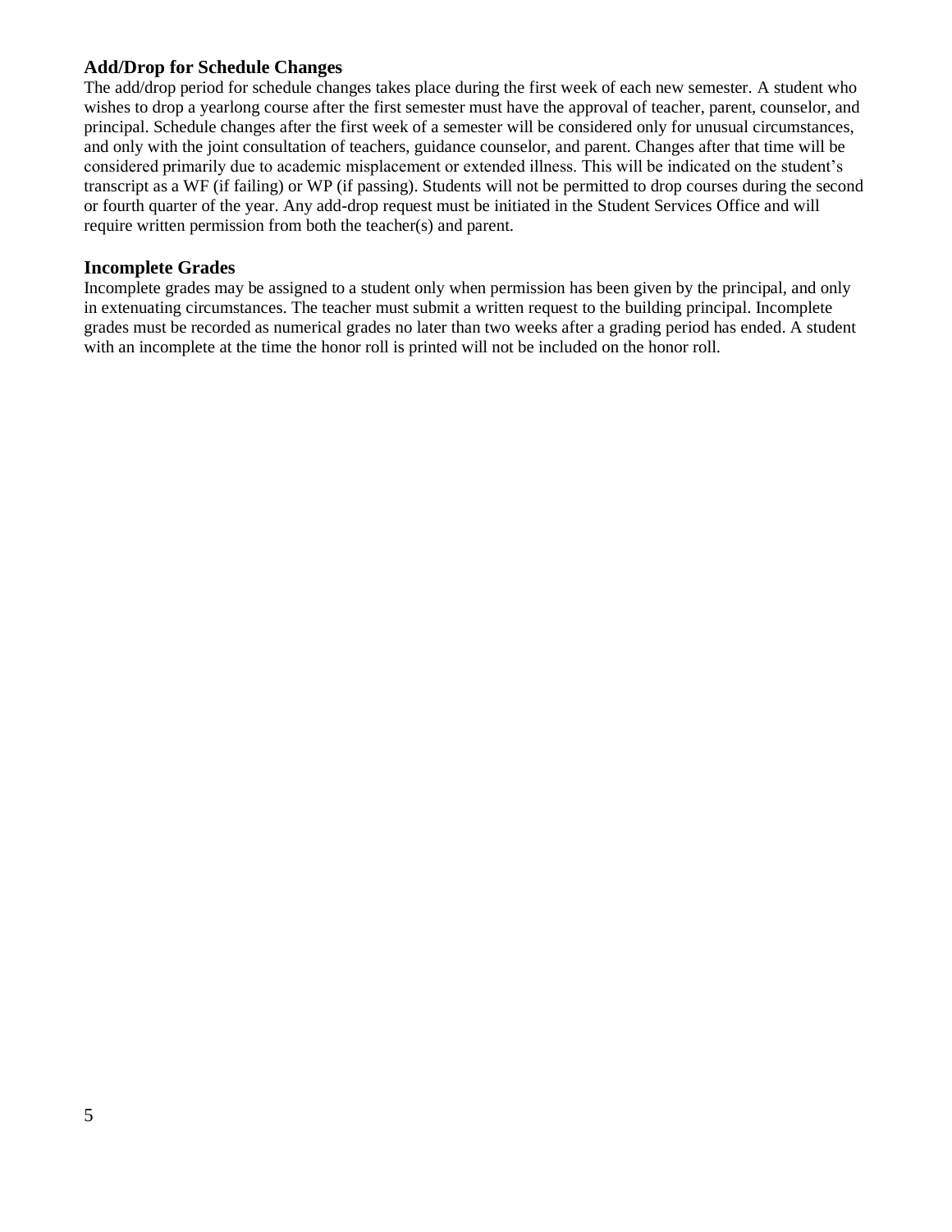### Add/Drop for Schedule Changes

The add/drop period for schedule changes takes place during the first week of each new semester. A student who wishes to drop a yearlong course after the first semester must have the approval of teacher, parent, counselor, and principal. Schedule changes after the first week of a semester will be considered only for unusual circumstances, and only with the joint consultation of teachers, guidance counselor, and parent. Changes after that time will be considered primarily due to academic misplacement or extended illness. This will be indicated on the student's transcript as a WF (if failing) or WP (if passing). Students will not be permitted to drop courses during the second or fourth quarter of the year. Any add-drop request must be initiated in the Student Services Office and will require written permission from both the teacher(s) and parent.

### Incomplete Grades

Incomplete grades may be assigned to a student only when permission has been given by the principal, and only in extenuating circumstances. The teacher must submit a written request to the building principal. Incomplete grades must be recorded as numerical grades no later than two weeks after a grading period has ended. A student with an incomplete at the time the honor roll is printed will not be included on the honor roll.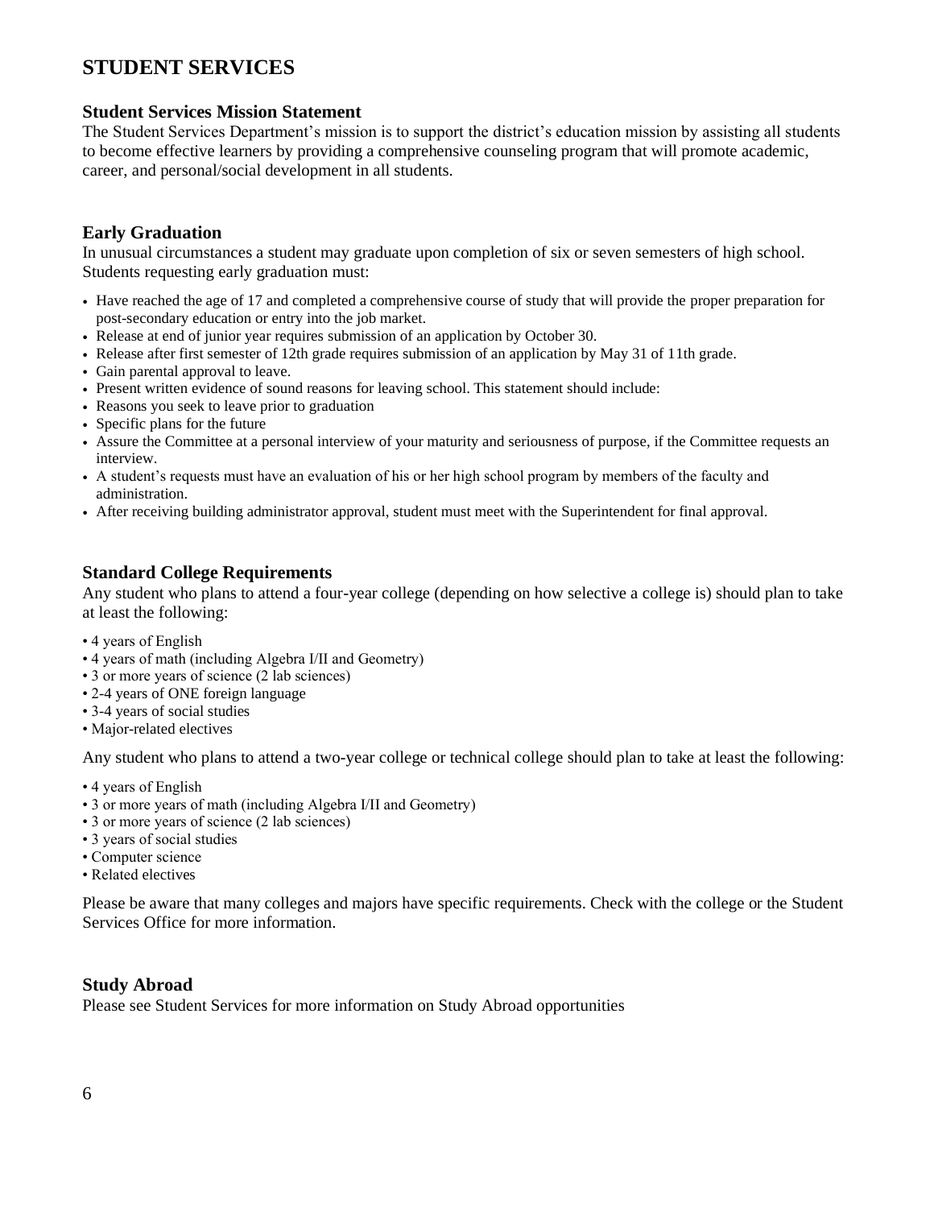# STUDENT SERVICES

### Student Services Mission Statement

The Student Services Department's mission is to support the district's education mission by assisting all students to become effective learners by providing a comprehensive counseling program that will promote academic, career, and personal/social development in all students.

### Early Graduation

In unusual circumstances a student may graduate upon completion of six or seven semesters of high school. Students requesting early graduation must:

- Have reached the age of 17 and completed a comprehensive course of study that will provide the proper preparation for post-secondary education or entry into the job market.
- Release at end of junior year requires submission of an application by October 30.
- Release after first semester of 12th grade requires submission of an application by May 31 of 11th grade.
- Gain parental approval to leave.
- Present written evidence of sound reasons for leaving school. This statement should include:
- Reasons you seek to leave prior to graduation
- Specific plans for the future
- Assure the Committee at a personal interview of your maturity and seriousness of purpose, if the Committee requests an interview.
- A student's requests must have an evaluation of his or her high school program by members of the faculty and administration.
- After receiving building administrator approval, student must meet with the Superintendent for final approval.

### Standard College Requirements

Any student who plans to attend a four-year college (depending on how selective a college is) should plan to take at least the following:

- 4 years of English
- 4 years of math (including Algebra I/II and Geometry)
- 3 or more years of science (2 lab sciences)
- 2-4 years of ONE foreign language
- 3-4 years of social studies
- Major-related electives

Any student who plans to attend a two-year college or technical college should plan to take at least the following:

- 4 years of English
- 3 or more years of math (including Algebra I/II and Geometry)
- 3 or more years of science (2 lab sciences)
- 3 years of social studies
- Computer science
- Related electives

Please be aware that many colleges and majors have specific requirements. Check with the college or the Student Services Office for more information.

### Study Abroad

Please see Student Services for more information on Study Abroad opportunities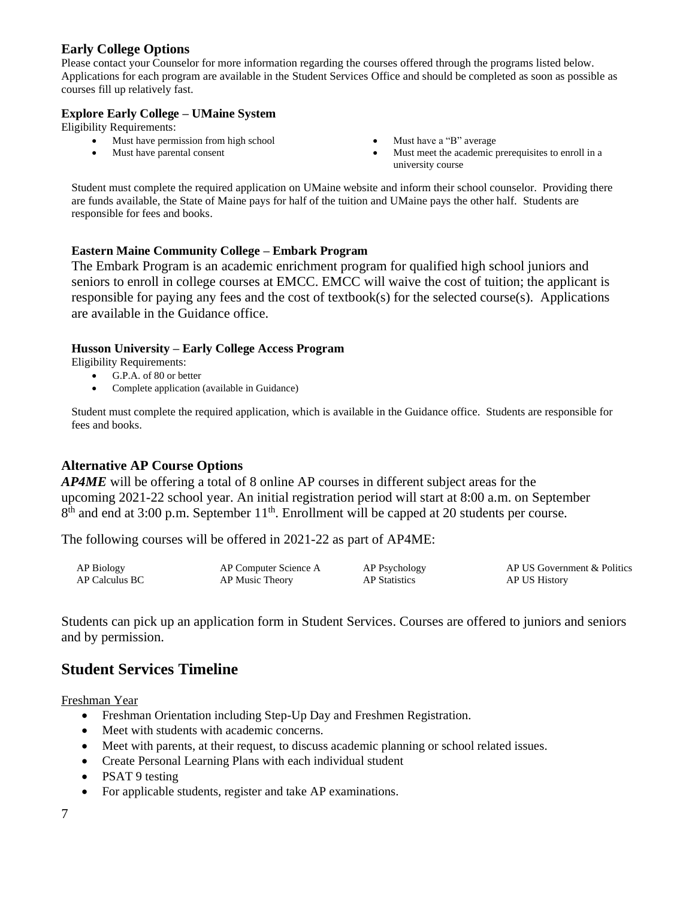## Early College Options

Please contact your Counselor for more information regarding the courses offered through the programs listed below. Applications for each program are available in the Student Services Office and should be completed as soon as possible as courses fill up relatively fast.

### Explore Early College – UMaine System

Eligibility Requirements:

- Must have permission from high school
- Must have parental consent
- Must have a "B" average
- Must meet the academic prerequisites to enroll in a university course

Student must complete the required application on UMaine website and inform their school counselor. Providing there are funds available, the State of Maine pays for half of the tuition and UMaine pays the other half. Students are responsible for fees and books.

### Eastern Maine Community College – Embark Program

The Embark Program is an academic enrichment program for qualified high school juniors and seniors to enroll in college courses at EMCC. EMCC will waive the cost of tuition; the applicant is responsible for paying any fees and the cost of textbook(s) for the selected course(s). Applications are available in the Guidance office.

### Husson University – Early College Access Program

Eligibility Requirements:

- G.P.A. of 80 or better
- Complete application (available in Guidance)

Student must complete the required application, which is available in the Guidance office. Students are responsible for fees and books.

## Alternative AP Course Options

***AP4ME*** will be offering a total of 8 online AP courses in different subject areas for the upcoming 2021-22 school year. An initial registration period will start at 8:00 a.m. on September 8th and end at 3:00 p.m. September 11th. Enrollment will be capped at 20 students per course.

The following courses will be offered in 2021-22 as part of AP4ME:

- AP Biology
- AP Calculus BC
- AP Computer Science A
- AP Music Theory
- AP Psychology
- AP Statistics
- AP US Government & Politics
- AP US History

Students can pick up an application form in Student Services. Courses are offered to juniors and seniors and by permission.

## Student Services Timeline

Freshman Year

- Freshman Orientation including Step-Up Day and Freshmen Registration.
- Meet with students with academic concerns.
- Meet with parents, at their request, to discuss academic planning or school related issues.
- Create Personal Learning Plans with each individual student
- PSAT 9 testing
- For applicable students, register and take AP examinations.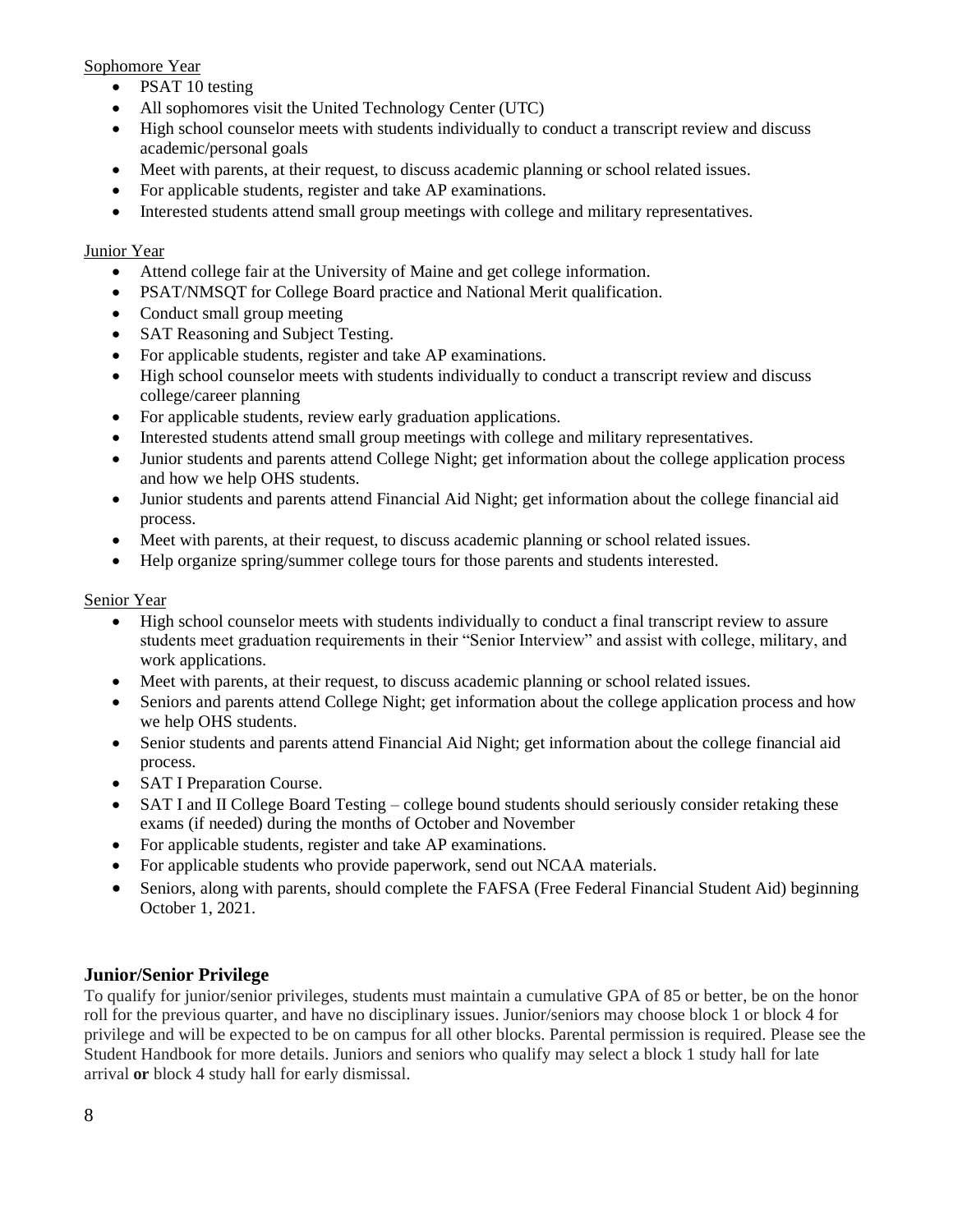Sophomore Year

- PSAT 10 testing
- All sophomores visit the United Technology Center (UTC)
- High school counselor meets with students individually to conduct a transcript review and discuss academic/personal goals
- Meet with parents, at their request, to discuss academic planning or school related issues.
- For applicable students, register and take AP examinations.
- Interested students attend small group meetings with college and military representatives.

Junior Year

- Attend college fair at the University of Maine and get college information.
- PSAT/NMSQT for College Board practice and National Merit qualification.
- Conduct small group meeting
- SAT Reasoning and Subject Testing.
- For applicable students, register and take AP examinations.
- High school counselor meets with students individually to conduct a transcript review and discuss college/career planning
- For applicable students, review early graduation applications.
- Interested students attend small group meetings with college and military representatives.
- Junior students and parents attend College Night; get information about the college application process and how we help OHS students.
- Junior students and parents attend Financial Aid Night; get information about the college financial aid process.
- Meet with parents, at their request, to discuss academic planning or school related issues.
- Help organize spring/summer college tours for those parents and students interested.

Senior Year

- High school counselor meets with students individually to conduct a final transcript review to assure students meet graduation requirements in their "Senior Interview" and assist with college, military, and work applications.
- Meet with parents, at their request, to discuss academic planning or school related issues.
- Seniors and parents attend College Night; get information about the college application process and how we help OHS students.
- Senior students and parents attend Financial Aid Night; get information about the college financial aid process.
- SAT I Preparation Course.
- SAT I and II College Board Testing – college bound students should seriously consider retaking these exams (if needed) during the months of October and November
- For applicable students, register and take AP examinations.
- For applicable students who provide paperwork, send out NCAA materials.
- Seniors, along with parents, should complete the FAFSA (Free Federal Financial Student Aid) beginning October 1, 2021.

## Junior/Senior Privilege

To qualify for junior/senior privileges, students must maintain a cumulative GPA of 85 or better, be on the honor roll for the previous quarter, and have no disciplinary issues. Junior/seniors may choose block 1 or block 4 for privilege and will be expected to be on campus for all other blocks. Parental permission is required. Please see the Student Handbook for more details. Juniors and seniors who qualify may select a block 1 study hall for late arrival **or** block 4 study hall for early dismissal.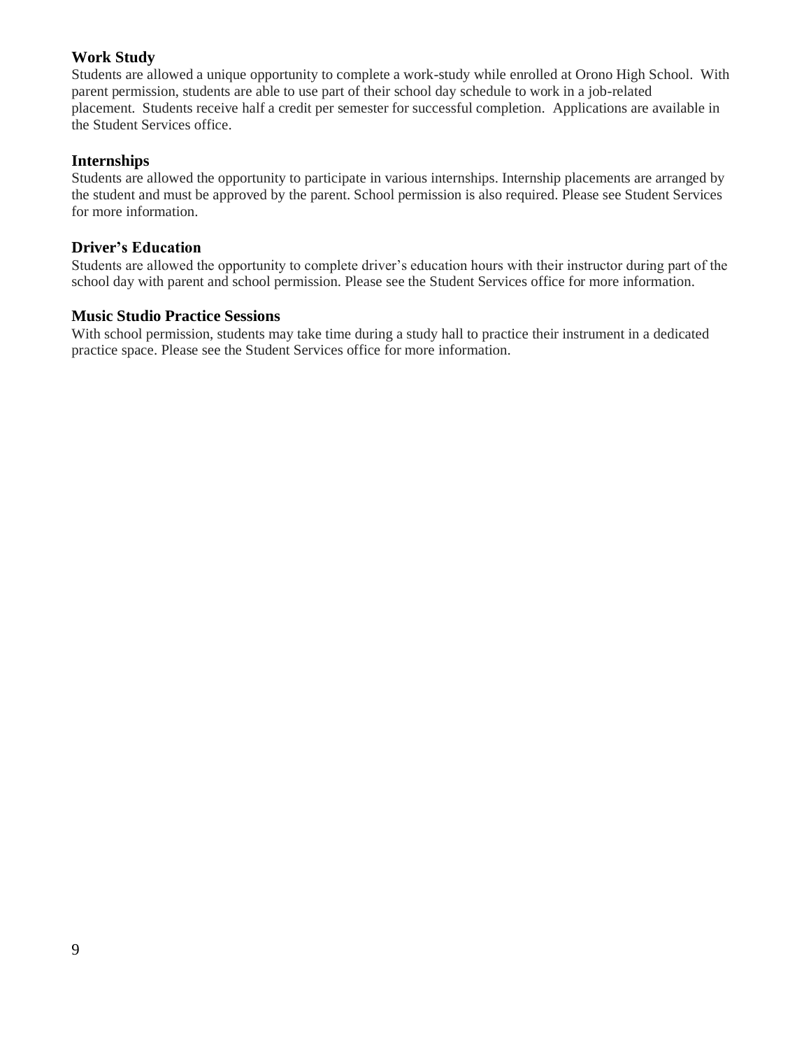### Work Study

Students are allowed a unique opportunity to complete a work-study while enrolled at Orono High School. With parent permission, students are able to use part of their school day schedule to work in a job-related placement. Students receive half a credit per semester for successful completion. Applications are available in the Student Services office.

### Internships

Students are allowed the opportunity to participate in various internships. Internship placements are arranged by the student and must be approved by the parent. School permission is also required. Please see Student Services for more information.

### Driver's Education

Students are allowed the opportunity to complete driver's education hours with their instructor during part of the school day with parent and school permission. Please see the Student Services office for more information.

### Music Studio Practice Sessions

With school permission, students may take time during a study hall to practice their instrument in a dedicated practice space. Please see the Student Services office for more information.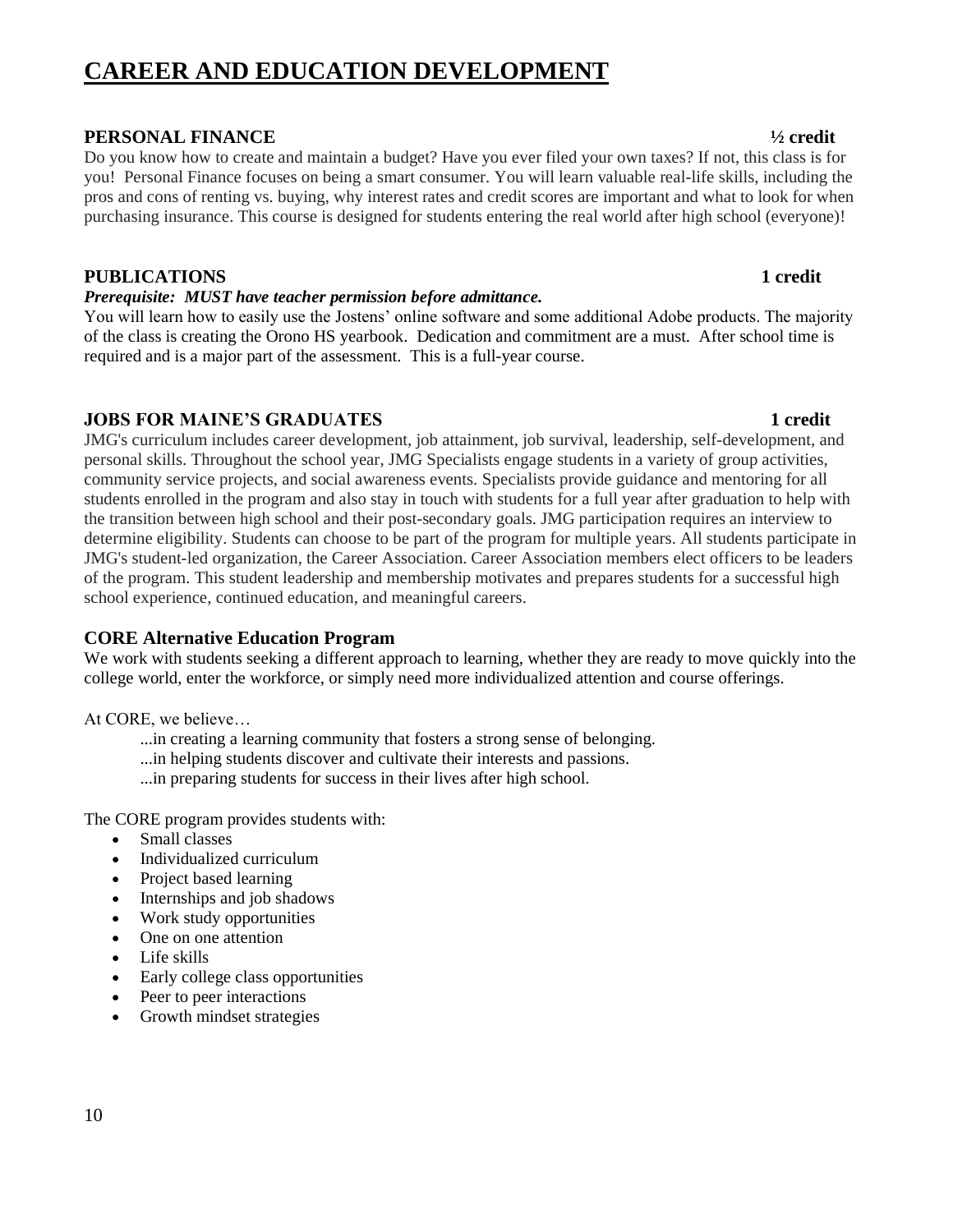# CAREER AND EDUCATION DEVELOPMENT

### PERSONAL FINANCE ½ credit

Do you know how to create and maintain a budget? Have you ever filed your own taxes? If not, this class is for you! Personal Finance focuses on being a smart consumer. You will learn valuable real-life skills, including the pros and cons of renting vs. buying, why interest rates and credit scores are important and what to look for when purchasing insurance. This course is designed for students entering the real world after high school (everyone)!

### PUBLICATIONS 1 credit

***Prerequisite: MUST have teacher permission before admittance.***

You will learn how to easily use the Jostens' online software and some additional Adobe products. The majority of the class is creating the Orono HS yearbook. Dedication and commitment are a must. After school time is required and is a major part of the assessment. This is a full-year course.

### JOBS FOR MAINE'S GRADUATES 1 credit

JMG's curriculum includes career development, job attainment, job survival, leadership, self-development, and personal skills. Throughout the school year, JMG Specialists engage students in a variety of group activities, community service projects, and social awareness events. Specialists provide guidance and mentoring for all students enrolled in the program and also stay in touch with students for a full year after graduation to help with the transition between high school and their post-secondary goals. JMG participation requires an interview to determine eligibility. Students can choose to be part of the program for multiple years. All students participate in JMG's student-led organization, the Career Association. Career Association members elect officers to be leaders of the program. This student leadership and membership motivates and prepares students for a successful high school experience, continued education, and meaningful careers.

### CORE Alternative Education Program

We work with students seeking a different approach to learning, whether they are ready to move quickly into the college world, enter the workforce, or simply need more individualized attention and course offerings.

At CORE, we believe…

...in creating a learning community that fosters a strong sense of belonging.
...in helping students discover and cultivate their interests and passions.
...in preparing students for success in their lives after high school.

The CORE program provides students with:

- Small classes
- Individualized curriculum
- Project based learning
- Internships and job shadows
- Work study opportunities
- One on one attention
- Life skills
- Early college class opportunities
- Peer to peer interactions
- Growth mindset strategies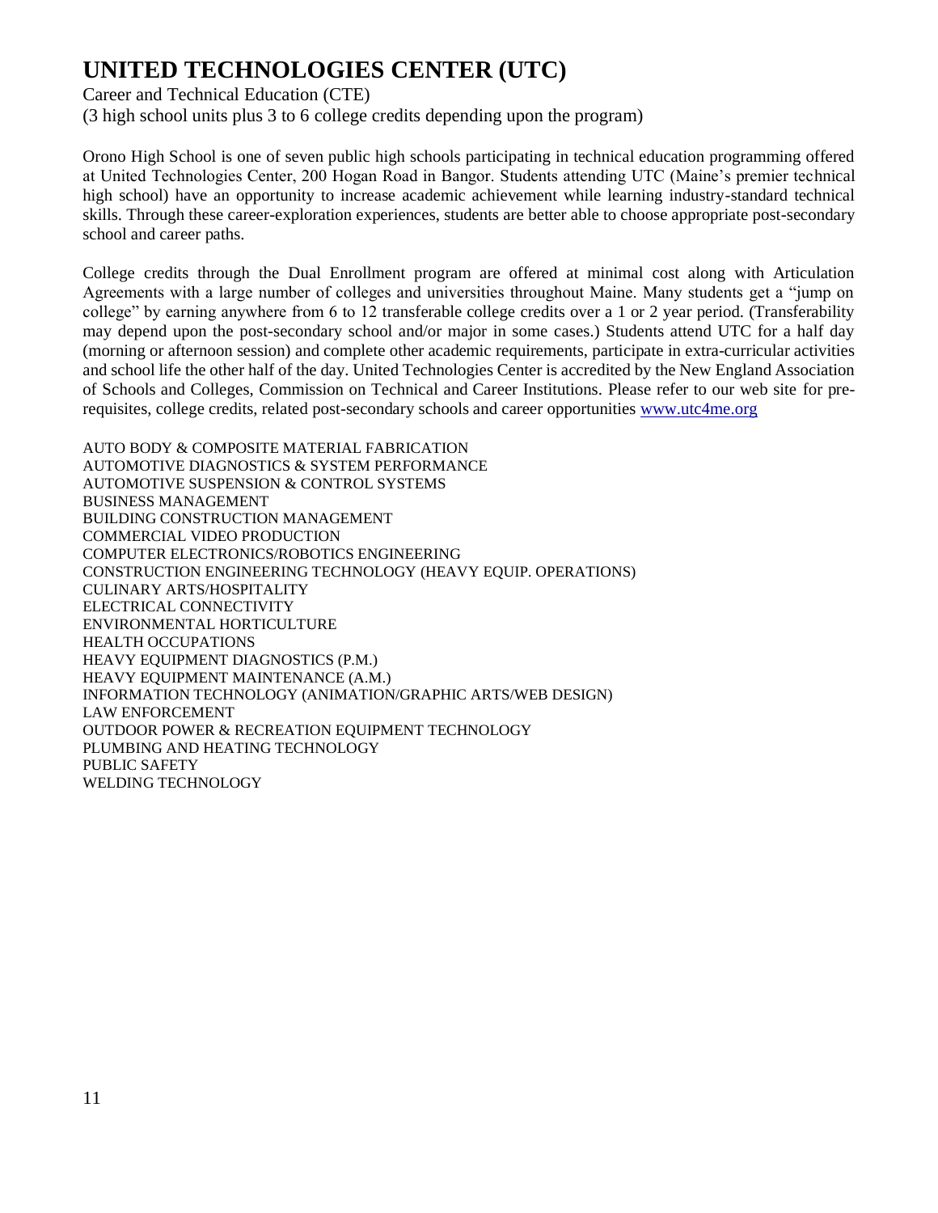# UNITED TECHNOLOGIES CENTER (UTC)

Career and Technical Education (CTE)
(3 high school units plus 3 to 6 college credits depending upon the program)

Orono High School is one of seven public high schools participating in technical education programming offered at United Technologies Center, 200 Hogan Road in Bangor. Students attending UTC (Maine's premier technical high school) have an opportunity to increase academic achievement while learning industry-standard technical skills. Through these career-exploration experiences, students are better able to choose appropriate post-secondary school and career paths.

College credits through the Dual Enrollment program are offered at minimal cost along with Articulation Agreements with a large number of colleges and universities throughout Maine. Many students get a "jump on college" by earning anywhere from 6 to 12 transferable college credits over a 1 or 2 year period. (Transferability may depend upon the post-secondary school and/or major in some cases.) Students attend UTC for a half day (morning or afternoon session) and complete other academic requirements, participate in extra-curricular activities and school life the other half of the day. United Technologies Center is accredited by the New England Association of Schools and Colleges, Commission on Technical and Career Institutions. Please refer to our web site for pre-requisites, college credits, related post-secondary schools and career opportunities www.utc4me.org

AUTO BODY & COMPOSITE MATERIAL FABRICATION
AUTOMOTIVE DIAGNOSTICS & SYSTEM PERFORMANCE
AUTOMOTIVE SUSPENSION & CONTROL SYSTEMS
BUSINESS MANAGEMENT
BUILDING CONSTRUCTION MANAGEMENT
COMMERCIAL VIDEO PRODUCTION
COMPUTER ELECTRONICS/ROBOTICS ENGINEERING
CONSTRUCTION ENGINEERING TECHNOLOGY (HEAVY EQUIP. OPERATIONS)
CULINARY ARTS/HOSPITALITY
ELECTRICAL CONNECTIVITY
ENVIRONMENTAL HORTICULTURE
HEALTH OCCUPATIONS
HEAVY EQUIPMENT DIAGNOSTICS (P.M.)
HEAVY EQUIPMENT MAINTENANCE (A.M.)
INFORMATION TECHNOLOGY (ANIMATION/GRAPHIC ARTS/WEB DESIGN)
LAW ENFORCEMENT
OUTDOOR POWER & RECREATION EQUIPMENT TECHNOLOGY
PLUMBING AND HEATING TECHNOLOGY
PUBLIC SAFETY
WELDING TECHNOLOGY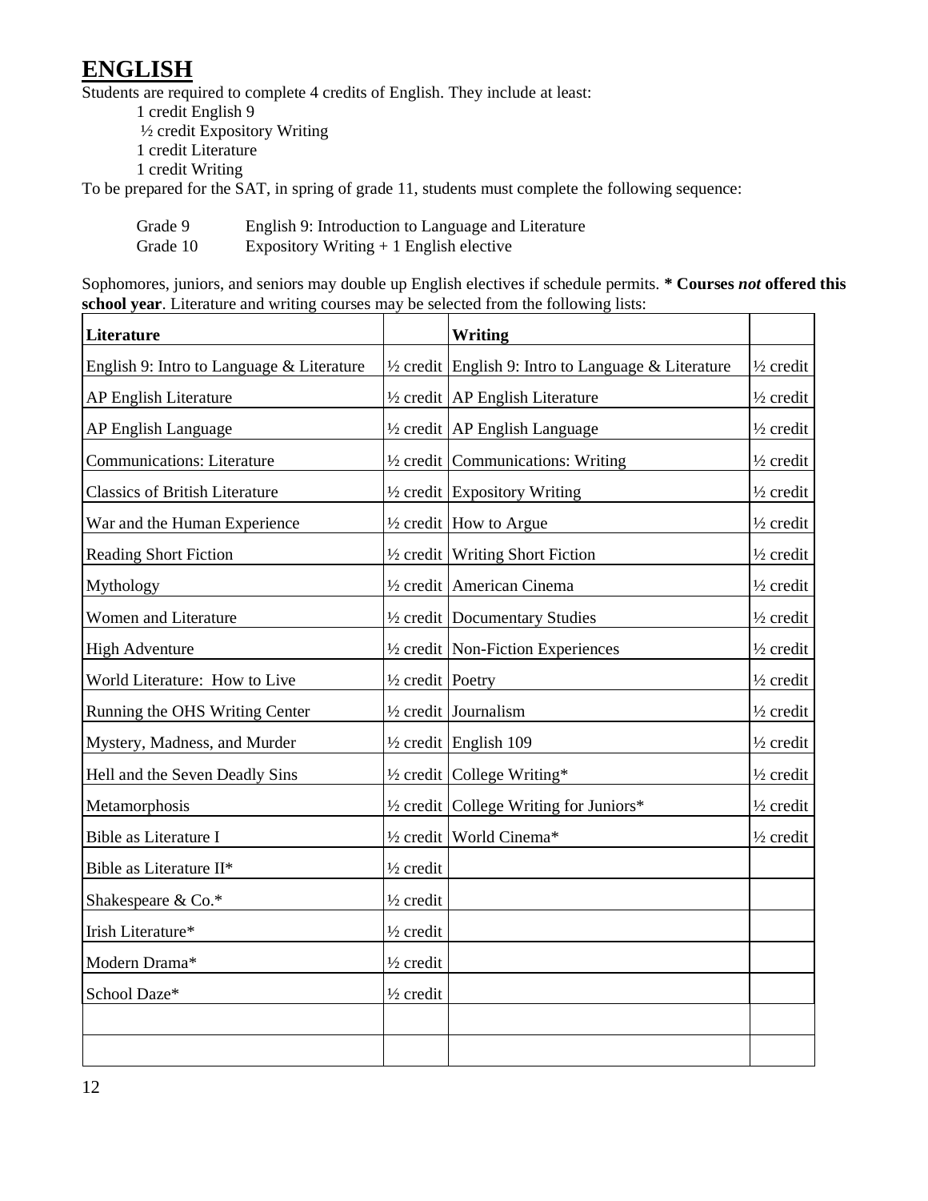# ENGLISH

Students are required to complete 4 credits of English. They include at least:

- 1 credit English 9
- ½ credit Expository Writing
- 1 credit Literature
- 1 credit Writing

To be prepared for the SAT, in spring of grade 11, students must complete the following sequence:

| | |
|---|---|
| Grade 9 | English 9: Introduction to Language and Literature |
| Grade 10 | Expository Writing + 1 English elective |

Sophomores, juniors, and seniors may double up English electives if schedule permits. **\* Courses *not* offered this school year**. Literature and writing courses may be selected from the following lists:

| **Literature** | | **Writing** | |
|---|---|---|---|
| English 9: Intro to Language & Literature | ½ credit | English 9: Intro to Language & Literature | ½ credit |
| AP English Literature | ½ credit | AP English Literature | ½ credit |
| AP English Language | ½ credit | AP English Language | ½ credit |
| Communications: Literature | ½ credit | Communications: Writing | ½ credit |
| Classics of British Literature | ½ credit | Expository Writing | ½ credit |
| War and the Human Experience | ½ credit | How to Argue | ½ credit |
| Reading Short Fiction | ½ credit | Writing Short Fiction | ½ credit |
| Mythology | ½ credit | American Cinema | ½ credit |
| Women and Literature | ½ credit | Documentary Studies | ½ credit |
| High Adventure | ½ credit | Non-Fiction Experiences | ½ credit |
| World Literature: How to Live | ½ credit | Poetry | ½ credit |
| Running the OHS Writing Center | ½ credit | Journalism | ½ credit |
| Mystery, Madness, and Murder | ½ credit | English 109 | ½ credit |
| Hell and the Seven Deadly Sins | ½ credit | College Writing* | ½ credit |
| Metamorphosis | ½ credit | College Writing for Juniors* | ½ credit |
| Bible as Literature I | ½ credit | World Cinema* | ½ credit |
| Bible as Literature II* | ½ credit | | |
| Shakespeare & Co.* | ½ credit | | |
| Irish Literature* | ½ credit | | |
| Modern Drama* | ½ credit | | |
| School Daze* | ½ credit | | |
| | | | |
| | | | |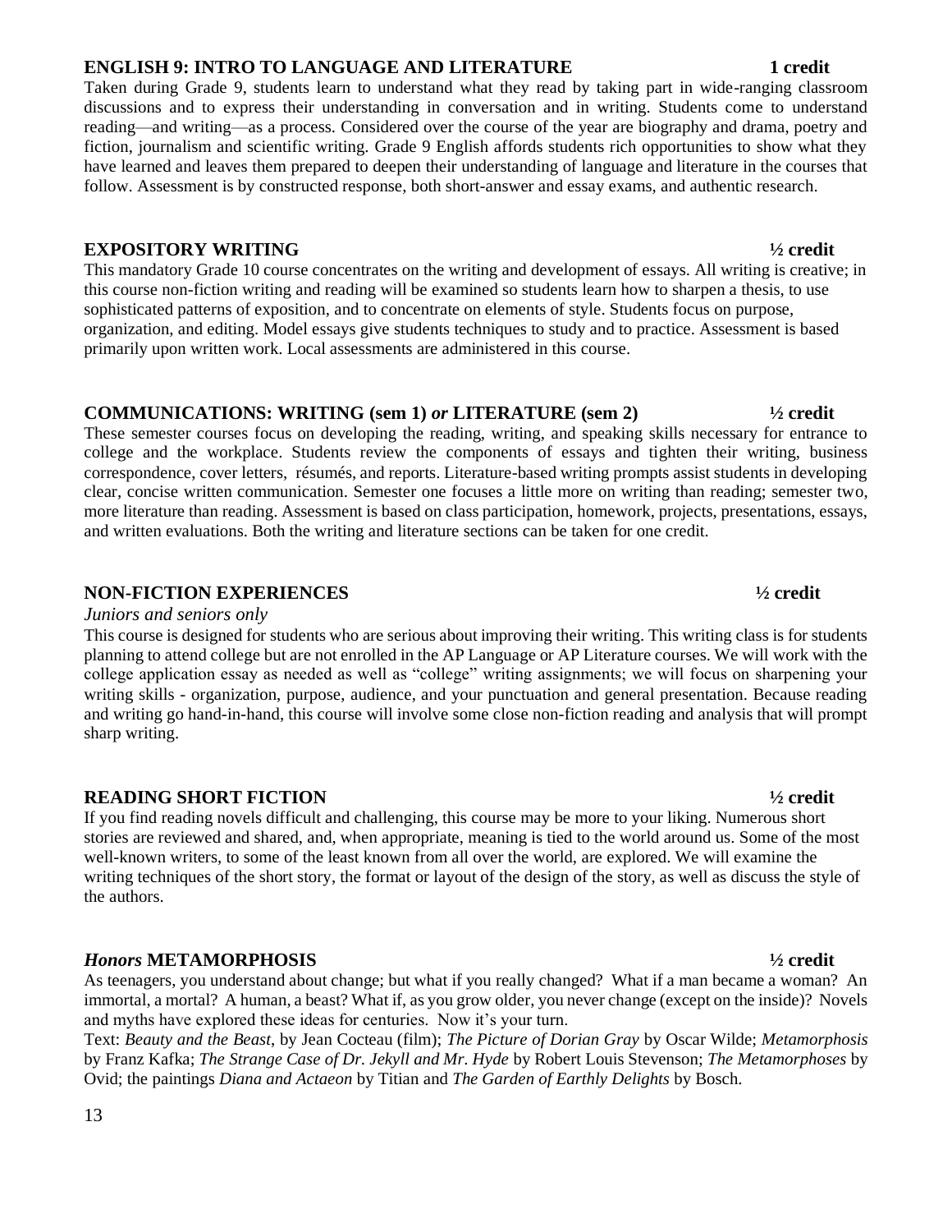## ENGLISH 9: INTRO TO LANGUAGE AND LITERATURE — 1 credit

Taken during Grade 9, students learn to understand what they read by taking part in wide-ranging classroom discussions and to express their understanding in conversation and in writing. Students come to understand reading—and writing—as a process. Considered over the course of the year are biography and drama, poetry and fiction, journalism and scientific writing. Grade 9 English affords students rich opportunities to show what they have learned and leaves them prepared to deepen their understanding of language and literature in the courses that follow. Assessment is by constructed response, both short-answer and essay exams, and authentic research.

## EXPOSITORY WRITING — ½ credit

This mandatory Grade 10 course concentrates on the writing and development of essays. All writing is creative; in this course non-fiction writing and reading will be examined so students learn how to sharpen a thesis, to use sophisticated patterns of exposition, and to concentrate on elements of style. Students focus on purpose, organization, and editing. Model essays give students techniques to study and to practice. Assessment is based primarily upon written work. Local assessments are administered in this course.

## COMMUNICATIONS: WRITING (sem 1) *or* LITERATURE (sem 2) — ½ credit

These semester courses focus on developing the reading, writing, and speaking skills necessary for entrance to college and the workplace. Students review the components of essays and tighten their writing, business correspondence, cover letters, résumés, and reports. Literature-based writing prompts assist students in developing clear, concise written communication. Semester one focuses a little more on writing than reading; semester two, more literature than reading. Assessment is based on class participation, homework, projects, presentations, essays, and written evaluations. Both the writing and literature sections can be taken for one credit.

## NON-FICTION EXPERIENCES — ½ credit

*Juniors and seniors only*

This course is designed for students who are serious about improving their writing. This writing class is for students planning to attend college but are not enrolled in the AP Language or AP Literature courses. We will work with the college application essay as needed as well as "college" writing assignments; we will focus on sharpening your writing skills - organization, purpose, audience, and your punctuation and general presentation. Because reading and writing go hand-in-hand, this course will involve some close non-fiction reading and analysis that will prompt sharp writing.

## READING SHORT FICTION — ½ credit

If you find reading novels difficult and challenging, this course may be more to your liking. Numerous short stories are reviewed and shared, and, when appropriate, meaning is tied to the world around us. Some of the most well-known writers, to some of the least known from all over the world, are explored. We will examine the writing techniques of the short story, the format or layout of the design of the story, as well as discuss the style of the authors.

## *Honors* METAMORPHOSIS — ½ credit

As teenagers, you understand about change; but what if you really changed? What if a man became a woman? An immortal, a mortal? A human, a beast? What if, as you grow older, you never change (except on the inside)? Novels and myths have explored these ideas for centuries. Now it's your turn.

Text: *Beauty and the Beast*, by Jean Cocteau (film); *The Picture of Dorian Gray* by Oscar Wilde; *Metamorphosis* by Franz Kafka; *The Strange Case of Dr. Jekyll and Mr. Hyde* by Robert Louis Stevenson; *The Metamorphoses* by Ovid; the paintings *Diana and Actaeon* by Titian and *The Garden of Earthly Delights* by Bosch.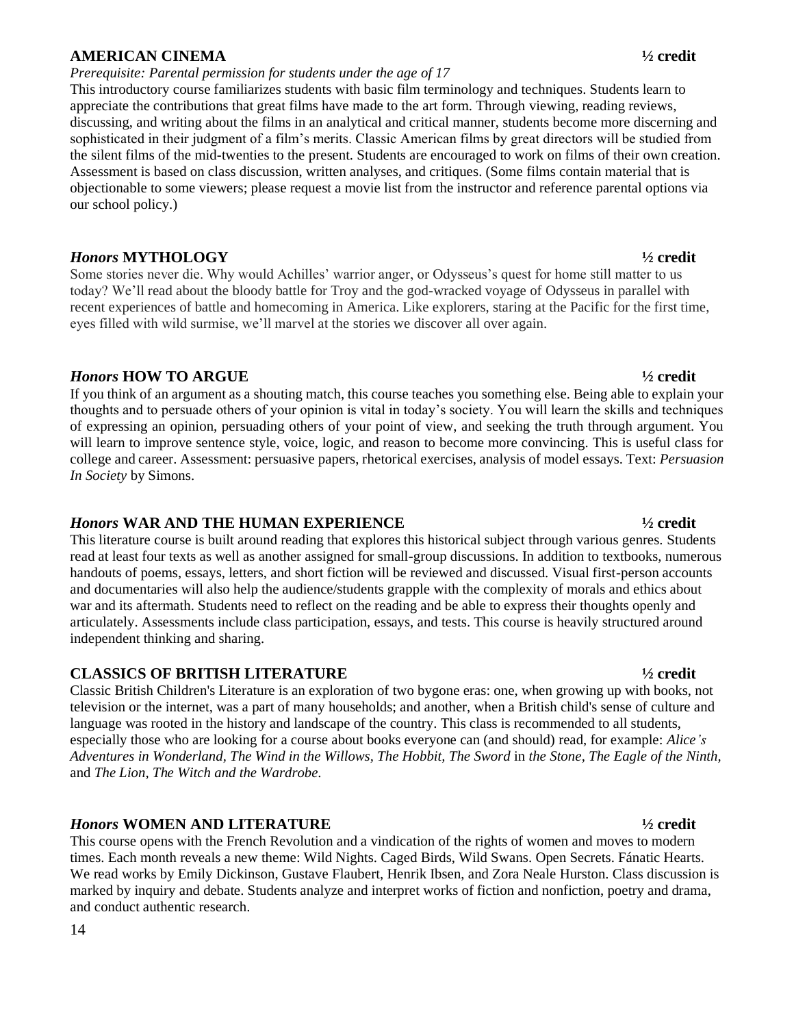## AMERICAN CINEMA ½ credit

*Prerequisite: Parental permission for students under the age of 17*

This introductory course familiarizes students with basic film terminology and techniques. Students learn to appreciate the contributions that great films have made to the art form. Through viewing, reading reviews, discussing, and writing about the films in an analytical and critical manner, students become more discerning and sophisticated in their judgment of a film's merits. Classic American films by great directors will be studied from the silent films of the mid-twenties to the present. Students are encouraged to work on films of their own creation. Assessment is based on class discussion, written analyses, and critiques. (Some films contain material that is objectionable to some viewers; please request a movie list from the instructor and reference parental options via our school policy.)

## *Honors* MYTHOLOGY ½ credit

Some stories never die. Why would Achilles' warrior anger, or Odysseus's quest for home still matter to us today? We'll read about the bloody battle for Troy and the god-wracked voyage of Odysseus in parallel with recent experiences of battle and homecoming in America. Like explorers, staring at the Pacific for the first time, eyes filled with wild surmise, we'll marvel at the stories we discover all over again.

## *Honors* HOW TO ARGUE ½ credit

If you think of an argument as a shouting match, this course teaches you something else. Being able to explain your thoughts and to persuade others of your opinion is vital in today's society. You will learn the skills and techniques of expressing an opinion, persuading others of your point of view, and seeking the truth through argument. You will learn to improve sentence style, voice, logic, and reason to become more convincing. This is useful class for college and career. Assessment: persuasive papers, rhetorical exercises, analysis of model essays. Text: *Persuasion In Society* by Simons.

## *Honors* WAR AND THE HUMAN EXPERIENCE ½ credit

This literature course is built around reading that explores this historical subject through various genres. Students read at least four texts as well as another assigned for small-group discussions. In addition to textbooks, numerous handouts of poems, essays, letters, and short fiction will be reviewed and discussed. Visual first-person accounts and documentaries will also help the audience/students grapple with the complexity of morals and ethics about war and its aftermath. Students need to reflect on the reading and be able to express their thoughts openly and articulately. Assessments include class participation, essays, and tests. This course is heavily structured around independent thinking and sharing.

## CLASSICS OF BRITISH LITERATURE ½ credit

Classic British Children's Literature is an exploration of two bygone eras: one, when growing up with books, not television or the internet, was a part of many households; and another, when a British child's sense of culture and language was rooted in the history and landscape of the country. This class is recommended to all students, especially those who are looking for a course about books everyone can (and should) read, for example: *Alice's Adventures in Wonderland, The Wind in the Willows, The Hobbit, The Sword* in *the Stone, The Eagle of the Ninth,* and *The Lion, The Witch and the Wardrobe.*

## *Honors* WOMEN AND LITERATURE ½ credit

This course opens with the French Revolution and a vindication of the rights of women and moves to modern times. Each month reveals a new theme: Wild Nights. Caged Birds, Wild Swans. Open Secrets. Fánatic Hearts. We read works by Emily Dickinson, Gustave Flaubert, Henrik Ibsen, and Zora Neale Hurston. Class discussion is marked by inquiry and debate. Students analyze and interpret works of fiction and nonfiction, poetry and drama, and conduct authentic research.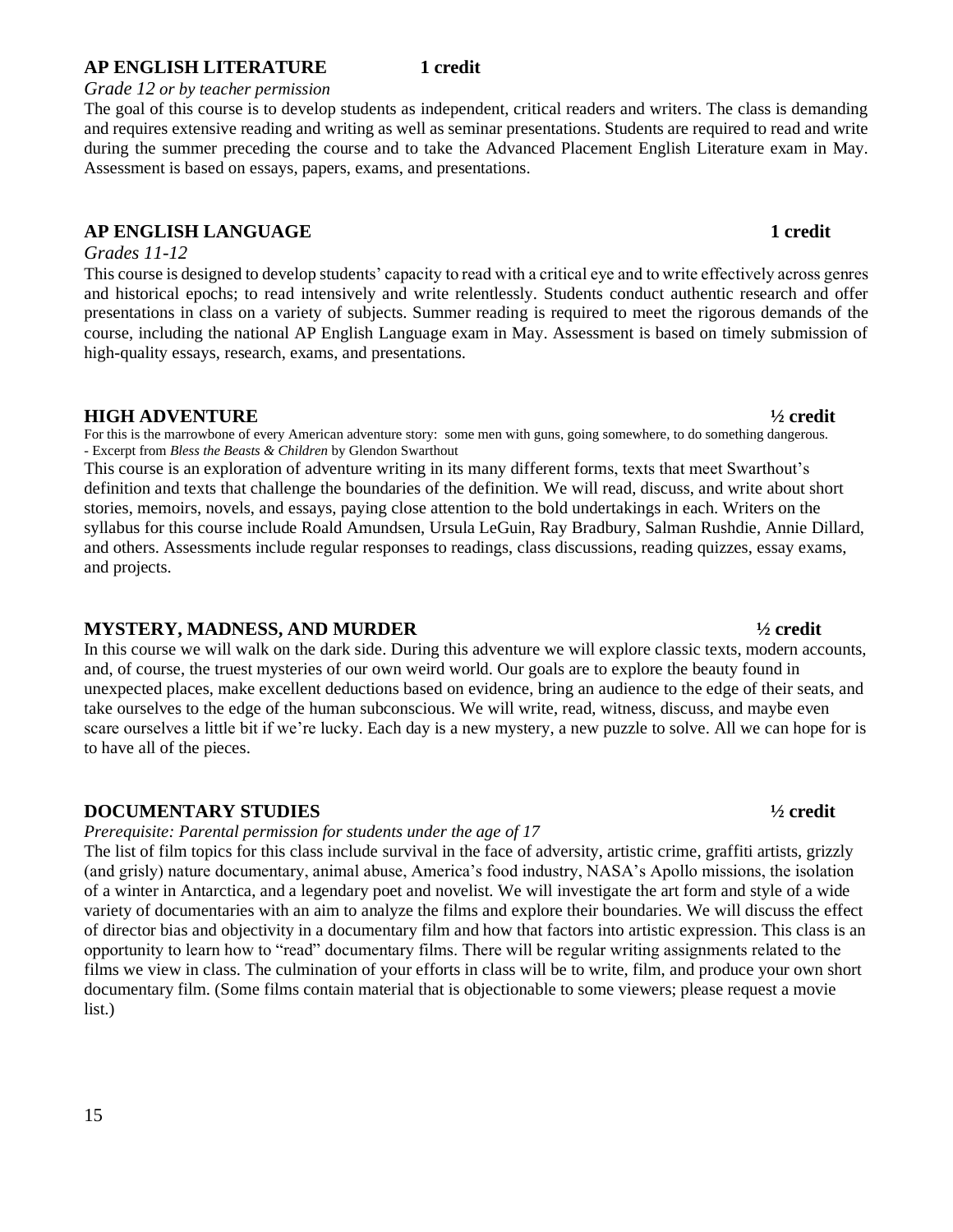## AP ENGLISH LITERATURE 1 credit

*Grade 12 or by teacher permission*

The goal of this course is to develop students as independent, critical readers and writers. The class is demanding and requires extensive reading and writing as well as seminar presentations. Students are required to read and write during the summer preceding the course and to take the Advanced Placement English Literature exam in May. Assessment is based on essays, papers, exams, and presentations.

## AP ENGLISH LANGUAGE 1 credit

*Grades 11-12*

This course is designed to develop students' capacity to read with a critical eye and to write effectively across genres and historical epochs; to read intensively and write relentlessly. Students conduct authentic research and offer presentations in class on a variety of subjects. Summer reading is required to meet the rigorous demands of the course, including the national AP English Language exam in May. Assessment is based on timely submission of high-quality essays, research, exams, and presentations.

## HIGH ADVENTURE ½ credit

For this is the marrowbone of every American adventure story: some men with guns, going somewhere, to do something dangerous.
- Excerpt from *Bless the Beasts & Children* by Glendon Swarthout

This course is an exploration of adventure writing in its many different forms, texts that meet Swarthout's definition and texts that challenge the boundaries of the definition. We will read, discuss, and write about short stories, memoirs, novels, and essays, paying close attention to the bold undertakings in each. Writers on the syllabus for this course include Roald Amundsen, Ursula LeGuin, Ray Bradbury, Salman Rushdie, Annie Dillard, and others. Assessments include regular responses to readings, class discussions, reading quizzes, essay exams, and projects.

## MYSTERY, MADNESS, AND MURDER ½ credit

In this course we will walk on the dark side. During this adventure we will explore classic texts, modern accounts, and, of course, the truest mysteries of our own weird world. Our goals are to explore the beauty found in unexpected places, make excellent deductions based on evidence, bring an audience to the edge of their seats, and take ourselves to the edge of the human subconscious. We will write, read, witness, discuss, and maybe even scare ourselves a little bit if we're lucky. Each day is a new mystery, a new puzzle to solve. All we can hope for is to have all of the pieces.

## DOCUMENTARY STUDIES ½ credit

*Prerequisite: Parental permission for students under the age of 17*

The list of film topics for this class include survival in the face of adversity, artistic crime, graffiti artists, grizzly (and grisly) nature documentary, animal abuse, America's food industry, NASA's Apollo missions, the isolation of a winter in Antarctica, and a legendary poet and novelist. We will investigate the art form and style of a wide variety of documentaries with an aim to analyze the films and explore their boundaries. We will discuss the effect of director bias and objectivity in a documentary film and how that factors into artistic expression. This class is an opportunity to learn how to "read" documentary films. There will be regular writing assignments related to the films we view in class. The culmination of your efforts in class will be to write, film, and produce your own short documentary film. (Some films contain material that is objectionable to some viewers; please request a movie list.)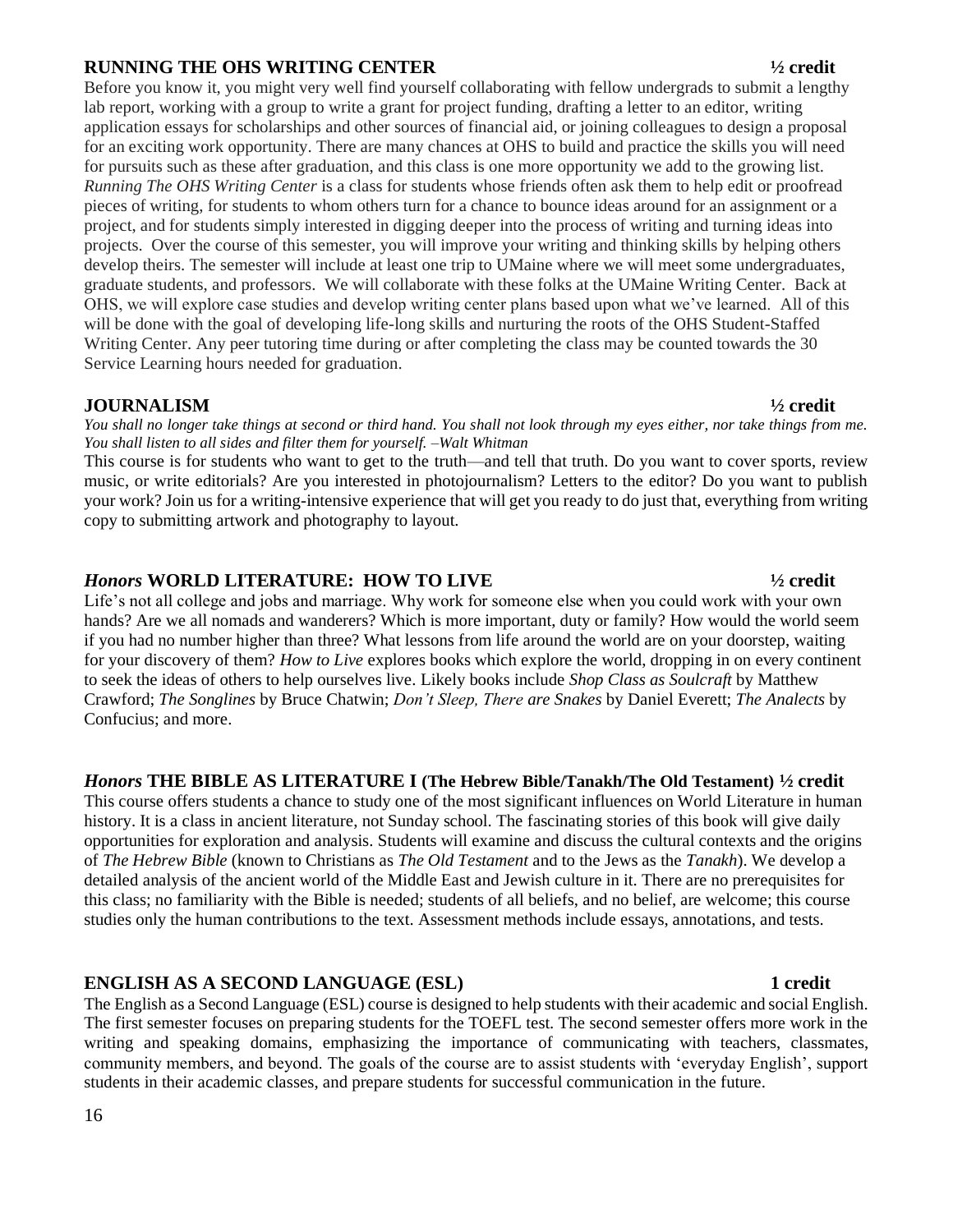## RUNNING THE OHS WRITING CENTER ½ credit

Before you know it, you might very well find yourself collaborating with fellow undergrads to submit a lengthy lab report, working with a group to write a grant for project funding, drafting a letter to an editor, writing application essays for scholarships and other sources of financial aid, or joining colleagues to design a proposal for an exciting work opportunity. There are many chances at OHS to build and practice the skills you will need for pursuits such as these after graduation, and this class is one more opportunity we add to the growing list. *Running The OHS Writing Center* is a class for students whose friends often ask them to help edit or proofread pieces of writing, for students to whom others turn for a chance to bounce ideas around for an assignment or a project, and for students simply interested in digging deeper into the process of writing and turning ideas into projects. Over the course of this semester, you will improve your writing and thinking skills by helping others develop theirs. The semester will include at least one trip to UMaine where we will meet some undergraduates, graduate students, and professors. We will collaborate with these folks at the UMaine Writing Center. Back at OHS, we will explore case studies and develop writing center plans based upon what we've learned. All of this will be done with the goal of developing life-long skills and nurturing the roots of the OHS Student-Staffed Writing Center. Any peer tutoring time during or after completing the class may be counted towards the 30 Service Learning hours needed for graduation.

## JOURNALISM ½ credit

*You shall no longer take things at second or third hand. You shall not look through my eyes either, nor take things from me. You shall listen to all sides and filter them for yourself. –Walt Whitman*

This course is for students who want to get to the truth—and tell that truth. Do you want to cover sports, review music, or write editorials? Are you interested in photojournalism? Letters to the editor? Do you want to publish your work? Join us for a writing-intensive experience that will get you ready to do just that, everything from writing copy to submitting artwork and photography to layout.

## *Honors* WORLD LITERATURE: HOW TO LIVE ½ credit

Life's not all college and jobs and marriage. Why work for someone else when you could work with your own hands? Are we all nomads and wanderers? Which is more important, duty or family? How would the world seem if you had no number higher than three? What lessons from life around the world are on your doorstep, waiting for your discovery of them? *How to Live* explores books which explore the world, dropping in on every continent to seek the ideas of others to help ourselves live. Likely books include *Shop Class as Soulcraft* by Matthew Crawford; *The Songlines* by Bruce Chatwin; *Don't Sleep, There are Snakes* by Daniel Everett; *The Analects* by Confucius; and more.

## *Honors* THE BIBLE AS LITERATURE I (The Hebrew Bible/Tanakh/The Old Testament) ½ credit

This course offers students a chance to study one of the most significant influences on World Literature in human history. It is a class in ancient literature, not Sunday school. The fascinating stories of this book will give daily opportunities for exploration and analysis. Students will examine and discuss the cultural contexts and the origins of *The Hebrew Bible* (known to Christians as *The Old Testament* and to the Jews as the *Tanakh*). We develop a detailed analysis of the ancient world of the Middle East and Jewish culture in it. There are no prerequisites for this class; no familiarity with the Bible is needed; students of all beliefs, and no belief, are welcome; this course studies only the human contributions to the text. Assessment methods include essays, annotations, and tests.

## ENGLISH AS A SECOND LANGUAGE (ESL) 1 credit

The English as a Second Language (ESL) course is designed to help students with their academic and social English. The first semester focuses on preparing students for the TOEFL test. The second semester offers more work in the writing and speaking domains, emphasizing the importance of communicating with teachers, classmates, community members, and beyond. The goals of the course are to assist students with 'everyday English', support students in their academic classes, and prepare students for successful communication in the future.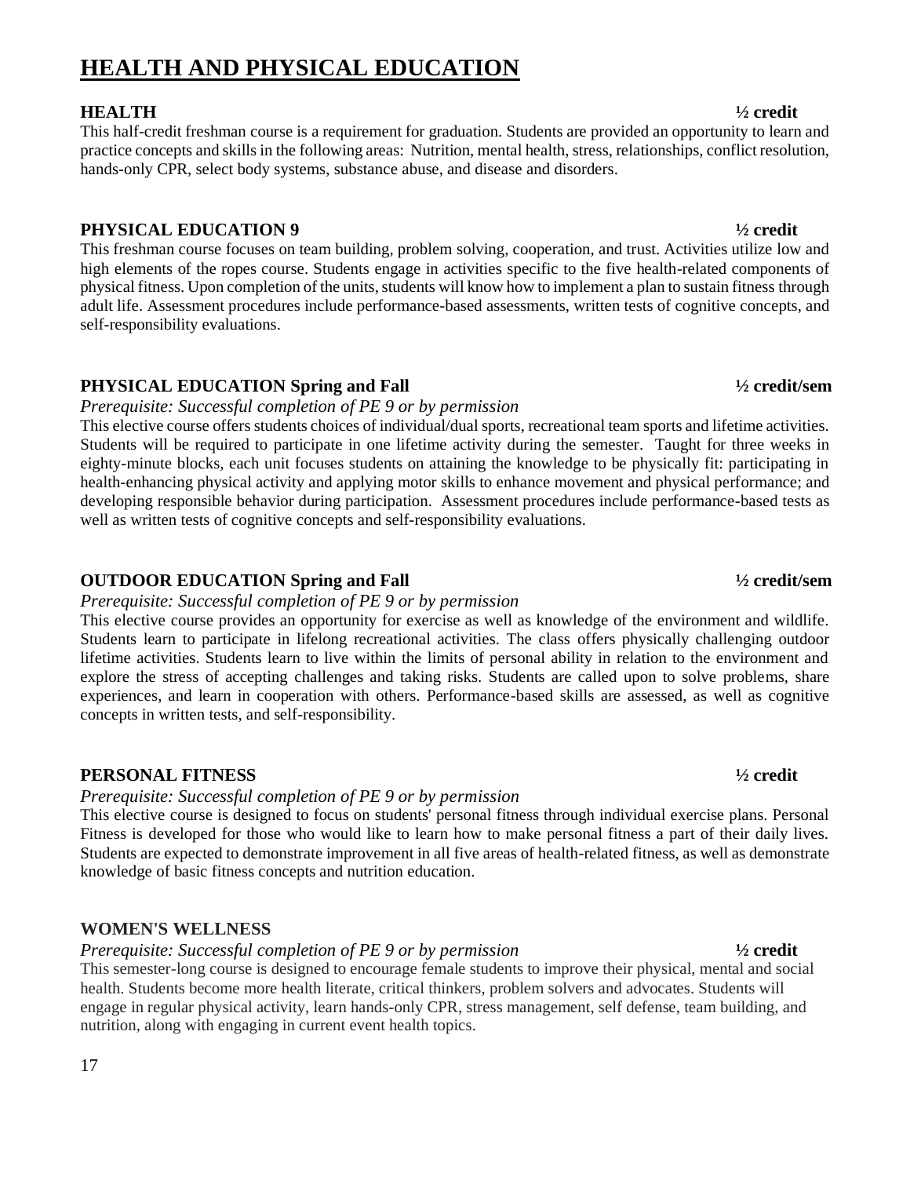# HEALTH AND PHYSICAL EDUCATION

**HEALTH** **½ credit**

This half-credit freshman course is a requirement for graduation. Students are provided an opportunity to learn and practice concepts and skills in the following areas: Nutrition, mental health, stress, relationships, conflict resolution, hands-only CPR, select body systems, substance abuse, and disease and disorders.

**PHYSICAL EDUCATION 9** **½ credit**

This freshman course focuses on team building, problem solving, cooperation, and trust. Activities utilize low and high elements of the ropes course. Students engage in activities specific to the five health-related components of physical fitness. Upon completion of the units, students will know how to implement a plan to sustain fitness through adult life. Assessment procedures include performance-based assessments, written tests of cognitive concepts, and self-responsibility evaluations.

**PHYSICAL EDUCATION Spring and Fall** **½ credit/sem**

*Prerequisite: Successful completion of PE 9 or by permission*

This elective course offers students choices of individual/dual sports, recreational team sports and lifetime activities. Students will be required to participate in one lifetime activity during the semester. Taught for three weeks in eighty-minute blocks, each unit focuses students on attaining the knowledge to be physically fit: participating in health-enhancing physical activity and applying motor skills to enhance movement and physical performance; and developing responsible behavior during participation. Assessment procedures include performance-based tests as well as written tests of cognitive concepts and self-responsibility evaluations.

**OUTDOOR EDUCATION Spring and Fall** **½ credit/sem**

*Prerequisite: Successful completion of PE 9 or by permission*

This elective course provides an opportunity for exercise as well as knowledge of the environment and wildlife. Students learn to participate in lifelong recreational activities. The class offers physically challenging outdoor lifetime activities. Students learn to live within the limits of personal ability in relation to the environment and explore the stress of accepting challenges and taking risks. Students are called upon to solve problems, share experiences, and learn in cooperation with others. Performance-based skills are assessed, as well as cognitive concepts in written tests, and self-responsibility.

**PERSONAL FITNESS** **½ credit**

*Prerequisite: Successful completion of PE 9 or by permission*

This elective course is designed to focus on students' personal fitness through individual exercise plans. Personal Fitness is developed for those who would like to learn how to make personal fitness a part of their daily lives. Students are expected to demonstrate improvement in all five areas of health-related fitness, as well as demonstrate knowledge of basic fitness concepts and nutrition education.

**WOMEN'S WELLNESS**

*Prerequisite: Successful completion of PE 9 or by permission* **½ credit**

This semester-long course is designed to encourage female students to improve their physical, mental and social health. Students become more health literate, critical thinkers, problem solvers and advocates. Students will engage in regular physical activity, learn hands-only CPR, stress management, self defense, team building, and nutrition, along with engaging in current event health topics.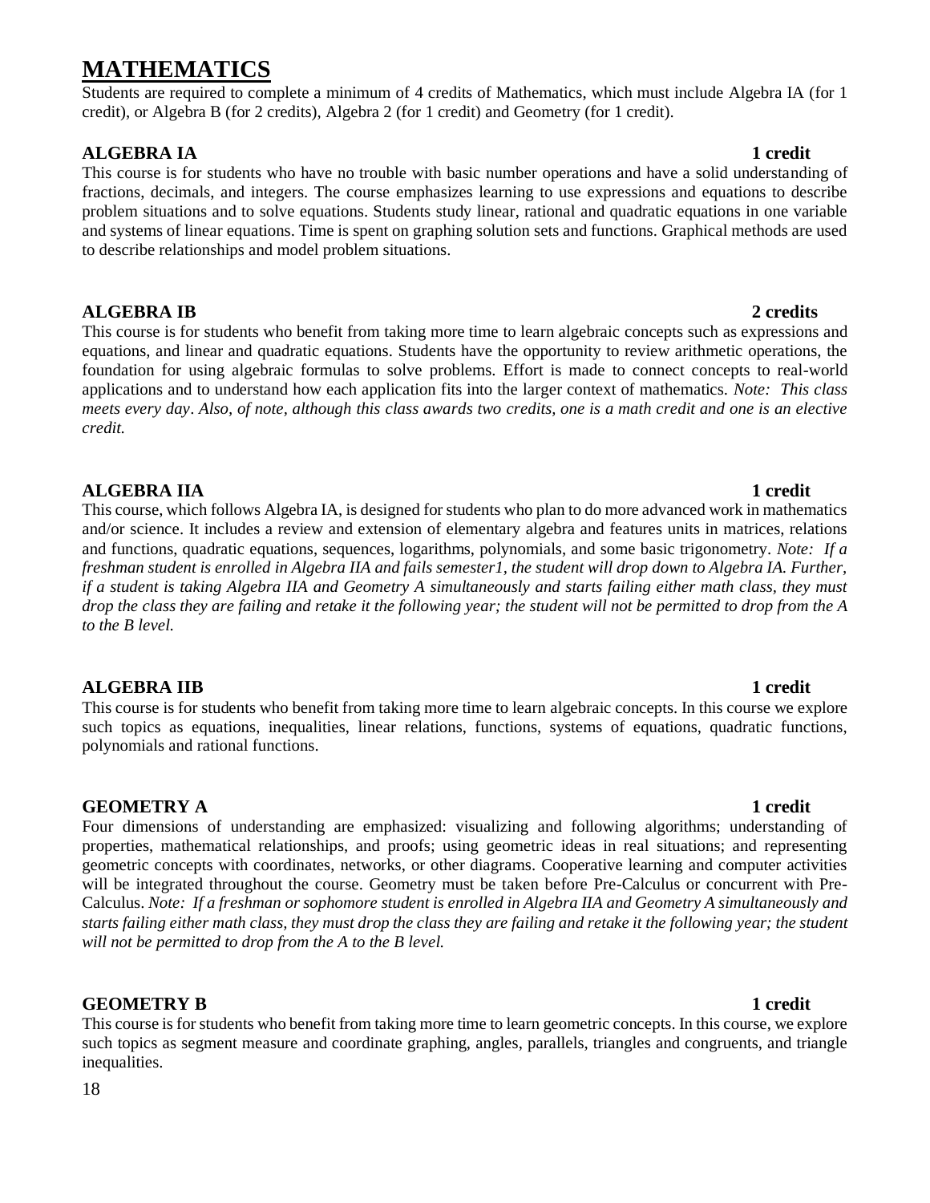# MATHEMATICS

Students are required to complete a minimum of 4 credits of Mathematics, which must include Algebra IA (for 1 credit), or Algebra B (for 2 credits), Algebra 2 (for 1 credit) and Geometry (for 1 credit).

## ALGEBRA IA — 1 credit

This course is for students who have no trouble with basic number operations and have a solid understanding of fractions, decimals, and integers. The course emphasizes learning to use expressions and equations to describe problem situations and to solve equations. Students study linear, rational and quadratic equations in one variable and systems of linear equations. Time is spent on graphing solution sets and functions. Graphical methods are used to describe relationships and model problem situations.

## ALGEBRA IB — 2 credits

This course is for students who benefit from taking more time to learn algebraic concepts such as expressions and equations, and linear and quadratic equations. Students have the opportunity to review arithmetic operations, the foundation for using algebraic formulas to solve problems. Effort is made to connect concepts to real-world applications and to understand how each application fits into the larger context of mathematics. *Note: This class meets every day. Also, of note, although this class awards two credits, one is a math credit and one is an elective credit.*

## ALGEBRA IIA — 1 credit

This course, which follows Algebra IA, is designed for students who plan to do more advanced work in mathematics and/or science. It includes a review and extension of elementary algebra and features units in matrices, relations and functions, quadratic equations, sequences, logarithms, polynomials, and some basic trigonometry. *Note: If a freshman student is enrolled in Algebra IIA and fails semester1, the student will drop down to Algebra IA. Further, if a student is taking Algebra IIA and Geometry A simultaneously and starts failing either math class, they must drop the class they are failing and retake it the following year; the student will not be permitted to drop from the A to the B level.*

## ALGEBRA IIB — 1 credit

This course is for students who benefit from taking more time to learn algebraic concepts. In this course we explore such topics as equations, inequalities, linear relations, functions, systems of equations, quadratic functions, polynomials and rational functions.

## GEOMETRY A — 1 credit

Four dimensions of understanding are emphasized: visualizing and following algorithms; understanding of properties, mathematical relationships, and proofs; using geometric ideas in real situations; and representing geometric concepts with coordinates, networks, or other diagrams. Cooperative learning and computer activities will be integrated throughout the course. Geometry must be taken before Pre-Calculus or concurrent with Pre-Calculus. *Note: If a freshman or sophomore student is enrolled in Algebra IIA and Geometry A simultaneously and starts failing either math class, they must drop the class they are failing and retake it the following year; the student will not be permitted to drop from the A to the B level.*

## GEOMETRY B — 1 credit

This course is for students who benefit from taking more time to learn geometric concepts. In this course, we explore such topics as segment measure and coordinate graphing, angles, parallels, triangles and congruents, and triangle inequalities.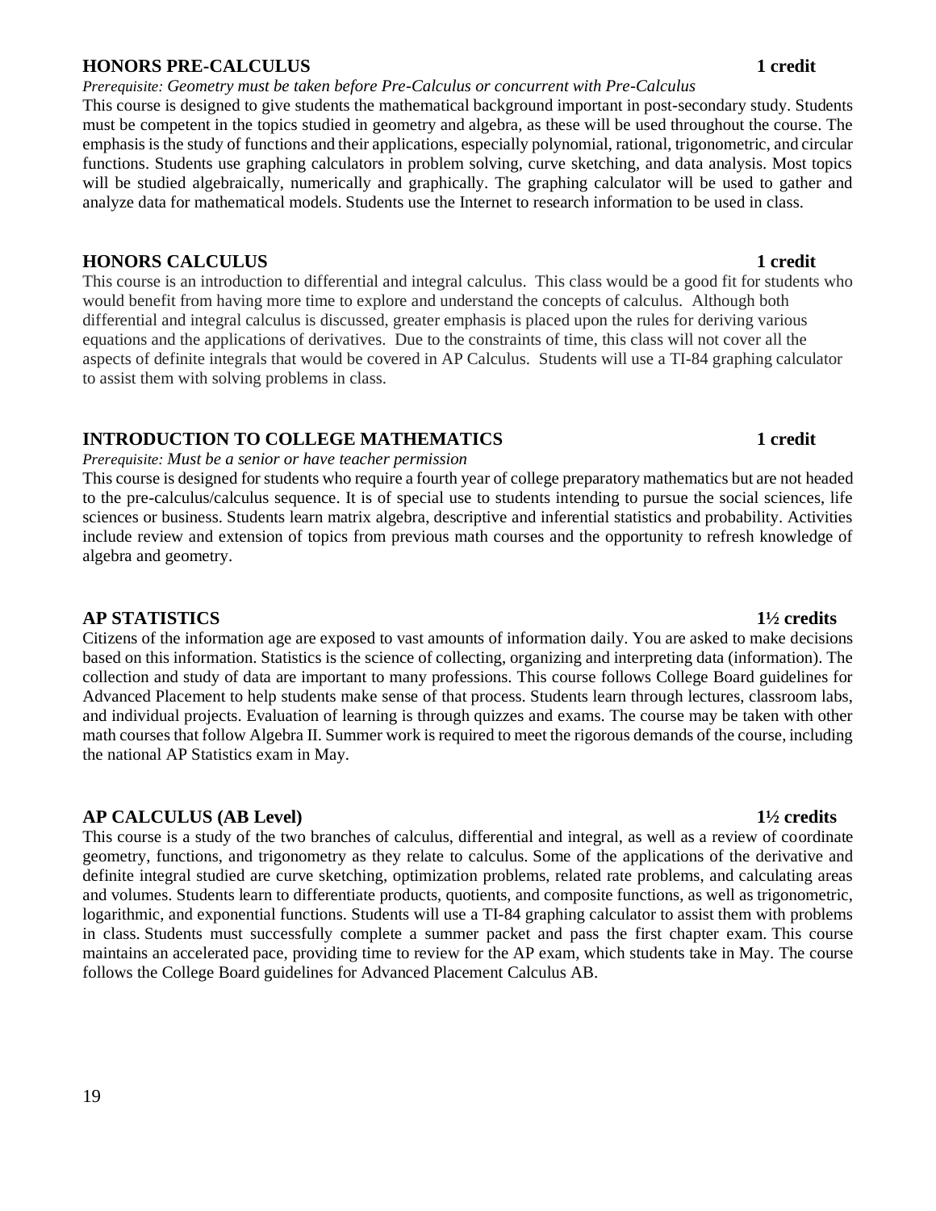### HONORS PRE-CALCULUS — 1 credit

*Prerequisite: Geometry must be taken before Pre-Calculus or concurrent with Pre-Calculus*

This course is designed to give students the mathematical background important in post-secondary study. Students must be competent in the topics studied in geometry and algebra, as these will be used throughout the course. The emphasis is the study of functions and their applications, especially polynomial, rational, trigonometric, and circular functions. Students use graphing calculators in problem solving, curve sketching, and data analysis. Most topics will be studied algebraically, numerically and graphically. The graphing calculator will be used to gather and analyze data for mathematical models. Students use the Internet to research information to be used in class.

### HONORS CALCULUS — 1 credit

This course is an introduction to differential and integral calculus. This class would be a good fit for students who would benefit from having more time to explore and understand the concepts of calculus. Although both differential and integral calculus is discussed, greater emphasis is placed upon the rules for deriving various equations and the applications of derivatives. Due to the constraints of time, this class will not cover all the aspects of definite integrals that would be covered in AP Calculus. Students will use a TI-84 graphing calculator to assist them with solving problems in class.

### INTRODUCTION TO COLLEGE MATHEMATICS — 1 credit

*Prerequisite: Must be a senior or have teacher permission*

This course is designed for students who require a fourth year of college preparatory mathematics but are not headed to the pre-calculus/calculus sequence. It is of special use to students intending to pursue the social sciences, life sciences or business. Students learn matrix algebra, descriptive and inferential statistics and probability. Activities include review and extension of topics from previous math courses and the opportunity to refresh knowledge of algebra and geometry.

### AP STATISTICS — 1½ credits

Citizens of the information age are exposed to vast amounts of information daily. You are asked to make decisions based on this information. Statistics is the science of collecting, organizing and interpreting data (information). The collection and study of data are important to many professions. This course follows College Board guidelines for Advanced Placement to help students make sense of that process. Students learn through lectures, classroom labs, and individual projects. Evaluation of learning is through quizzes and exams. The course may be taken with other math courses that follow Algebra II. Summer work is required to meet the rigorous demands of the course, including the national AP Statistics exam in May.

### AP CALCULUS (AB Level) — 1½ credits

This course is a study of the two branches of calculus, differential and integral, as well as a review of coordinate geometry, functions, and trigonometry as they relate to calculus. Some of the applications of the derivative and definite integral studied are curve sketching, optimization problems, related rate problems, and calculating areas and volumes. Students learn to differentiate products, quotients, and composite functions, as well as trigonometric, logarithmic, and exponential functions. Students will use a TI-84 graphing calculator to assist them with problems in class. Students must successfully complete a summer packet and pass the first chapter exam. This course maintains an accelerated pace, providing time to review for the AP exam, which students take in May. The course follows the College Board guidelines for Advanced Placement Calculus AB.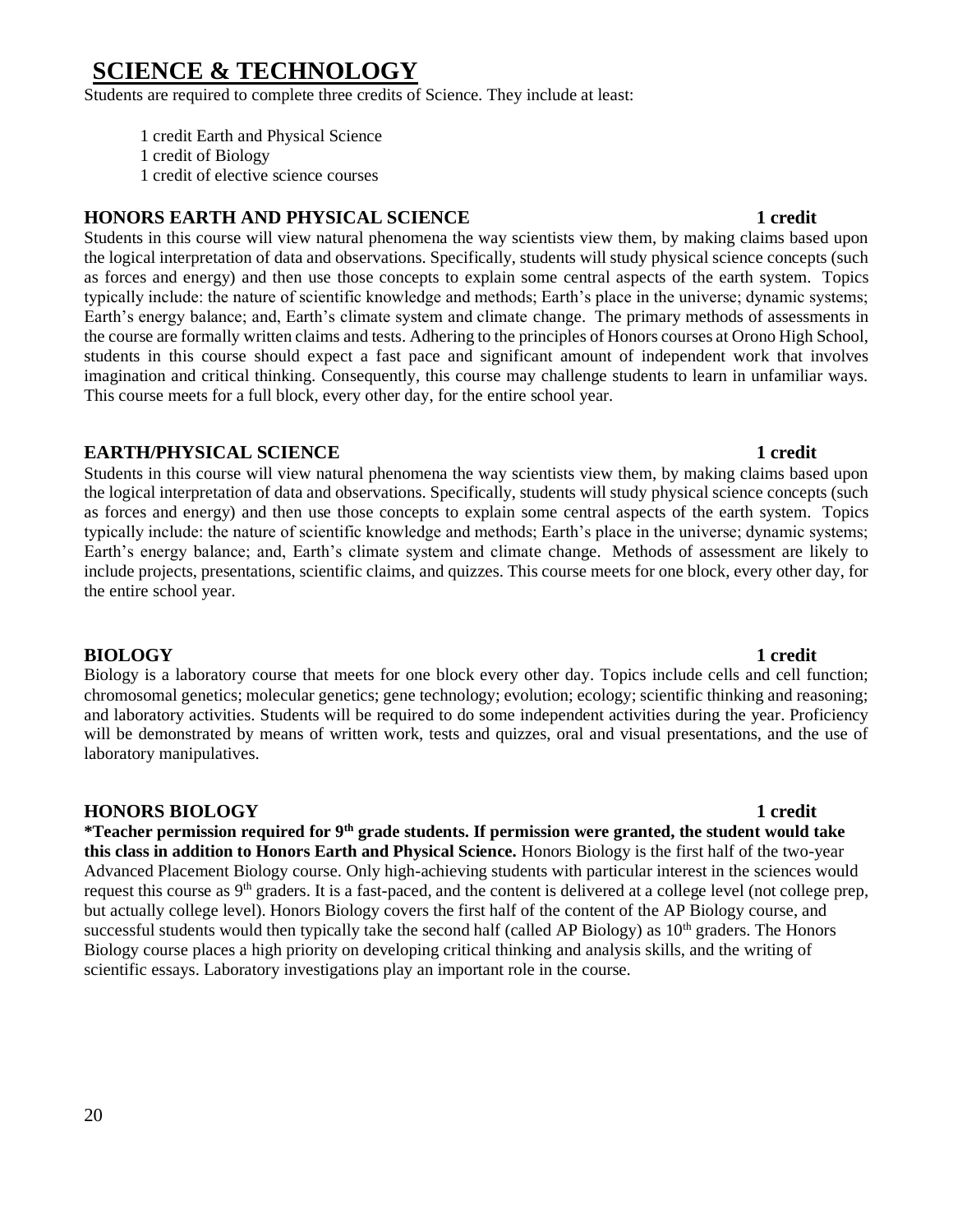# SCIENCE & TECHNOLOGY

Students are required to complete three credits of Science. They include at least:

- 1 credit Earth and Physical Science
- 1 credit of Biology
- 1 credit of elective science courses

### HONORS EARTH AND PHYSICAL SCIENCE — 1 credit

Students in this course will view natural phenomena the way scientists view them, by making claims based upon the logical interpretation of data and observations. Specifically, students will study physical science concepts (such as forces and energy) and then use those concepts to explain some central aspects of the earth system. Topics typically include: the nature of scientific knowledge and methods; Earth's place in the universe; dynamic systems; Earth's energy balance; and, Earth's climate system and climate change. The primary methods of assessments in the course are formally written claims and tests. Adhering to the principles of Honors courses at Orono High School, students in this course should expect a fast pace and significant amount of independent work that involves imagination and critical thinking. Consequently, this course may challenge students to learn in unfamiliar ways. This course meets for a full block, every other day, for the entire school year.

### EARTH/PHYSICAL SCIENCE — 1 credit

Students in this course will view natural phenomena the way scientists view them, by making claims based upon the logical interpretation of data and observations. Specifically, students will study physical science concepts (such as forces and energy) and then use those concepts to explain some central aspects of the earth system. Topics typically include: the nature of scientific knowledge and methods; Earth's place in the universe; dynamic systems; Earth's energy balance; and, Earth's climate system and climate change. Methods of assessment are likely to include projects, presentations, scientific claims, and quizzes. This course meets for one block, every other day, for the entire school year.

### BIOLOGY — 1 credit

Biology is a laboratory course that meets for one block every other day. Topics include cells and cell function; chromosomal genetics; molecular genetics; gene technology; evolution; ecology; scientific thinking and reasoning; and laboratory activities. Students will be required to do some independent activities during the year. Proficiency will be demonstrated by means of written work, tests and quizzes, oral and visual presentations, and the use of laboratory manipulatives.

### HONORS BIOLOGY — 1 credit

**\*Teacher permission required for 9th grade students. If permission were granted, the student would take this class in addition to Honors Earth and Physical Science.** Honors Biology is the first half of the two-year Advanced Placement Biology course. Only high-achieving students with particular interest in the sciences would request this course as 9th graders. It is a fast-paced, and the content is delivered at a college level (not college prep, but actually college level). Honors Biology covers the first half of the content of the AP Biology course, and successful students would then typically take the second half (called AP Biology) as 10th graders. The Honors Biology course places a high priority on developing critical thinking and analysis skills, and the writing of scientific essays. Laboratory investigations play an important role in the course.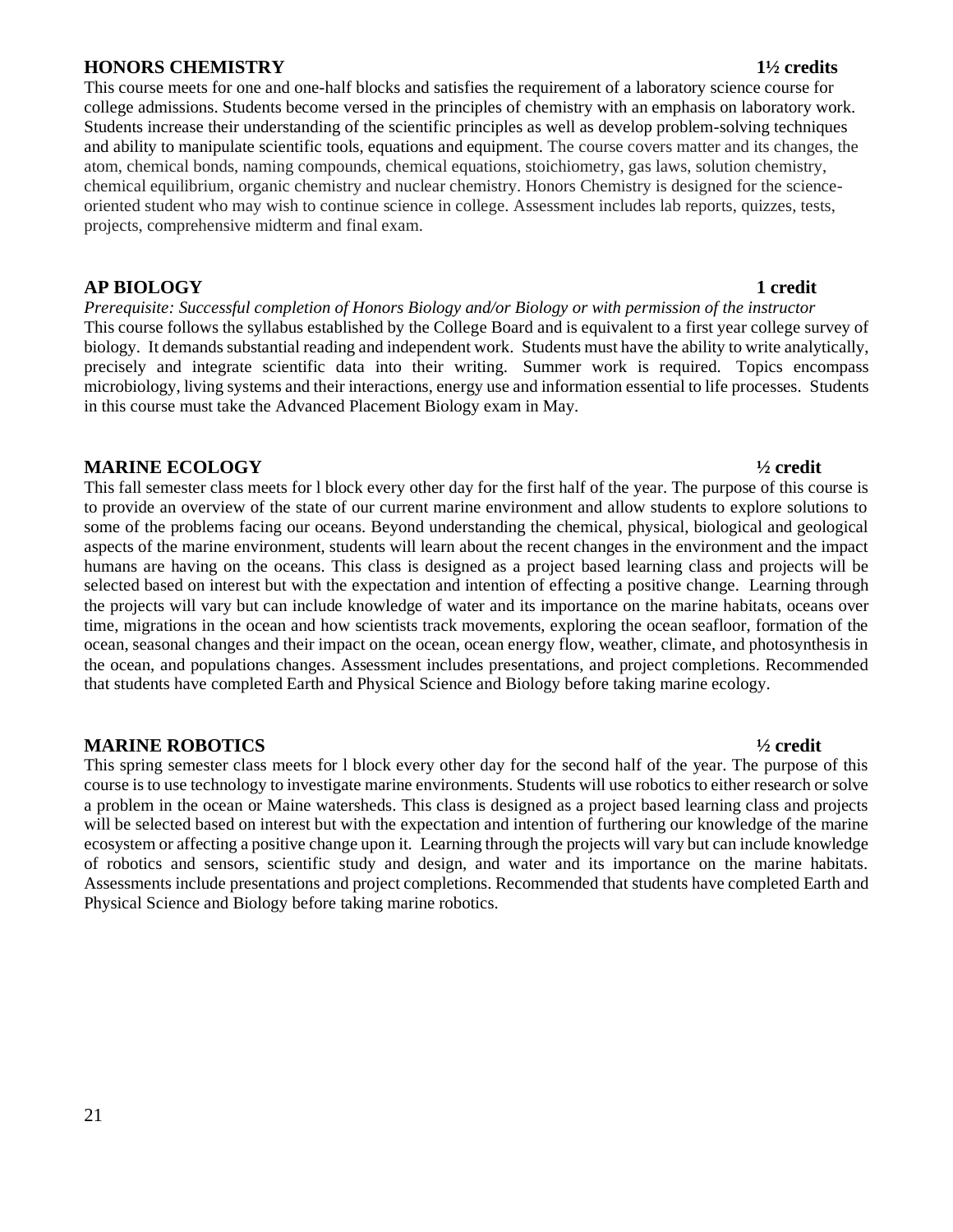## HONORS CHEMISTRY 1½ credits

This course meets for one and one-half blocks and satisfies the requirement of a laboratory science course for college admissions. Students become versed in the principles of chemistry with an emphasis on laboratory work. Students increase their understanding of the scientific principles as well as develop problem-solving techniques and ability to manipulate scientific tools, equations and equipment. The course covers matter and its changes, the atom, chemical bonds, naming compounds, chemical equations, stoichiometry, gas laws, solution chemistry, chemical equilibrium, organic chemistry and nuclear chemistry. Honors Chemistry is designed for the science-oriented student who may wish to continue science in college. Assessment includes lab reports, quizzes, tests, projects, comprehensive midterm and final exam.

## AP BIOLOGY 1 credit

*Prerequisite: Successful completion of Honors Biology and/or Biology or with permission of the instructor*

This course follows the syllabus established by the College Board and is equivalent to a first year college survey of biology. It demands substantial reading and independent work. Students must have the ability to write analytically, precisely and integrate scientific data into their writing. Summer work is required. Topics encompass microbiology, living systems and their interactions, energy use and information essential to life processes. Students in this course must take the Advanced Placement Biology exam in May.

## MARINE ECOLOGY ½ credit

This fall semester class meets for l block every other day for the first half of the year. The purpose of this course is to provide an overview of the state of our current marine environment and allow students to explore solutions to some of the problems facing our oceans. Beyond understanding the chemical, physical, biological and geological aspects of the marine environment, students will learn about the recent changes in the environment and the impact humans are having on the oceans. This class is designed as a project based learning class and projects will be selected based on interest but with the expectation and intention of effecting a positive change. Learning through the projects will vary but can include knowledge of water and its importance on the marine habitats, oceans over time, migrations in the ocean and how scientists track movements, exploring the ocean seafloor, formation of the ocean, seasonal changes and their impact on the ocean, ocean energy flow, weather, climate, and photosynthesis in the ocean, and populations changes. Assessment includes presentations, and project completions. Recommended that students have completed Earth and Physical Science and Biology before taking marine ecology.

## MARINE ROBOTICS ½ credit

This spring semester class meets for l block every other day for the second half of the year. The purpose of this course is to use technology to investigate marine environments. Students will use robotics to either research or solve a problem in the ocean or Maine watersheds. This class is designed as a project based learning class and projects will be selected based on interest but with the expectation and intention of furthering our knowledge of the marine ecosystem or affecting a positive change upon it. Learning through the projects will vary but can include knowledge of robotics and sensors, scientific study and design, and water and its importance on the marine habitats. Assessments include presentations and project completions. Recommended that students have completed Earth and Physical Science and Biology before taking marine robotics.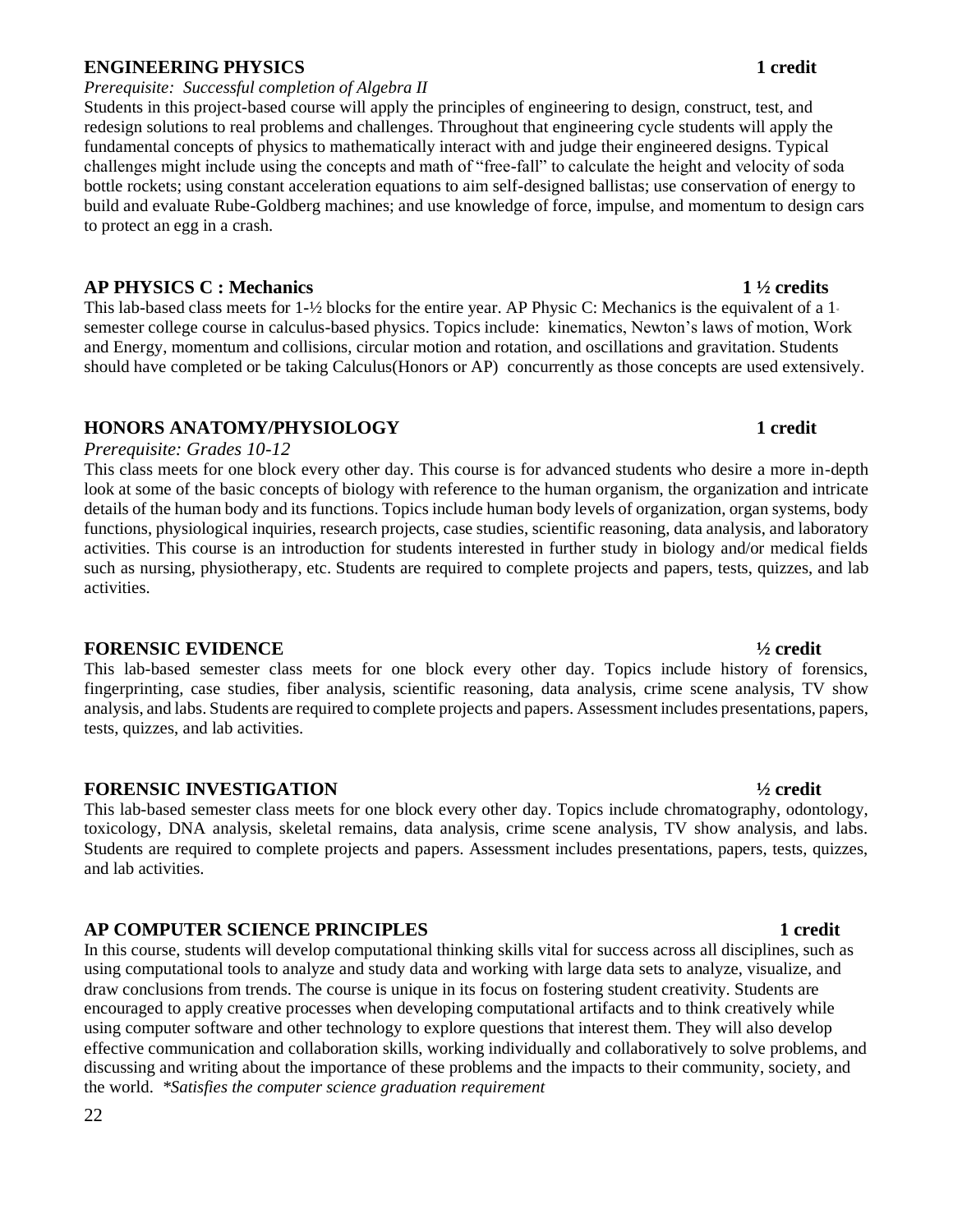## ENGINEERING PHYSICS — 1 credit

*Prerequisite: Successful completion of Algebra II*

Students in this project-based course will apply the principles of engineering to design, construct, test, and redesign solutions to real problems and challenges. Throughout that engineering cycle students will apply the fundamental concepts of physics to mathematically interact with and judge their engineered designs. Typical challenges might include using the concepts and math of "free-fall" to calculate the height and velocity of soda bottle rockets; using constant acceleration equations to aim self-designed ballistas; use conservation of energy to build and evaluate Rube-Goldberg machines; and use knowledge of force, impulse, and momentum to design cars to protect an egg in a crash.

## AP PHYSICS C : Mechanics — 1 ½ credits

This lab-based class meets for 1-½ blocks for the entire year. AP Physic C: Mechanics is the equivalent of a 1-semester college course in calculus-based physics. Topics include: kinematics, Newton's laws of motion, Work and Energy, momentum and collisions, circular motion and rotation, and oscillations and gravitation. Students should have completed or be taking Calculus(Honors or AP) concurrently as those concepts are used extensively.

## HONORS ANATOMY/PHYSIOLOGY — 1 credit

*Prerequisite: Grades 10-12*

This class meets for one block every other day. This course is for advanced students who desire a more in-depth look at some of the basic concepts of biology with reference to the human organism, the organization and intricate details of the human body and its functions. Topics include human body levels of organization, organ systems, body functions, physiological inquiries, research projects, case studies, scientific reasoning, data analysis, and laboratory activities. This course is an introduction for students interested in further study in biology and/or medical fields such as nursing, physiotherapy, etc. Students are required to complete projects and papers, tests, quizzes, and lab activities.

## FORENSIC EVIDENCE — ½ credit

This lab-based semester class meets for one block every other day. Topics include history of forensics, fingerprinting, case studies, fiber analysis, scientific reasoning, data analysis, crime scene analysis, TV show analysis, and labs. Students are required to complete projects and papers. Assessment includes presentations, papers, tests, quizzes, and lab activities.

## FORENSIC INVESTIGATION — ½ credit

This lab-based semester class meets for one block every other day. Topics include chromatography, odontology, toxicology, DNA analysis, skeletal remains, data analysis, crime scene analysis, TV show analysis, and labs. Students are required to complete projects and papers. Assessment includes presentations, papers, tests, quizzes, and lab activities.

## AP COMPUTER SCIENCE PRINCIPLES — 1 credit

In this course, students will develop computational thinking skills vital for success across all disciplines, such as using computational tools to analyze and study data and working with large data sets to analyze, visualize, and draw conclusions from trends. The course is unique in its focus on fostering student creativity. Students are encouraged to apply creative processes when developing computational artifacts and to think creatively while using computer software and other technology to explore questions that interest them. They will also develop effective communication and collaboration skills, working individually and collaboratively to solve problems, and discussing and writing about the importance of these problems and the impacts to their community, society, and the world. *\*Satisfies the computer science graduation requirement*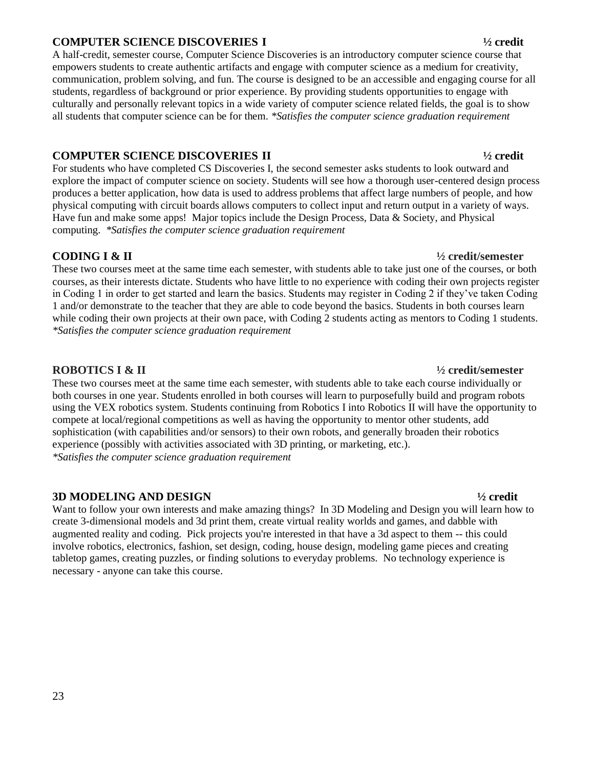### COMPUTER SCIENCE DISCOVERIES I — ½ credit

A half-credit, semester course, Computer Science Discoveries is an introductory computer science course that empowers students to create authentic artifacts and engage with computer science as a medium for creativity, communication, problem solving, and fun. The course is designed to be an accessible and engaging course for all students, regardless of background or prior experience. By providing students opportunities to engage with culturally and personally relevant topics in a wide variety of computer science related fields, the goal is to show all students that computer science can be for them. *\*Satisfies the computer science graduation requirement*

### COMPUTER SCIENCE DISCOVERIES II — ½ credit

For students who have completed CS Discoveries I, the second semester asks students to look outward and explore the impact of computer science on society. Students will see how a thorough user-centered design process produces a better application, how data is used to address problems that affect large numbers of people, and how physical computing with circuit boards allows computers to collect input and return output in a variety of ways. Have fun and make some apps! Major topics include the Design Process, Data & Society, and Physical computing. *\*Satisfies the computer science graduation requirement*

### CODING I & II — ½ credit/semester

These two courses meet at the same time each semester, with students able to take just one of the courses, or both courses, as their interests dictate. Students who have little to no experience with coding their own projects register in Coding 1 in order to get started and learn the basics. Students may register in Coding 2 if they've taken Coding 1 and/or demonstrate to the teacher that they are able to code beyond the basics. Students in both courses learn while coding their own projects at their own pace, with Coding 2 students acting as mentors to Coding 1 students. *\*Satisfies the computer science graduation requirement*

### ROBOTICS I & II — ½ credit/semester

These two courses meet at the same time each semester, with students able to take each course individually or both courses in one year. Students enrolled in both courses will learn to purposefully build and program robots using the VEX robotics system. Students continuing from Robotics I into Robotics II will have the opportunity to compete at local/regional competitions as well as having the opportunity to mentor other students, add sophistication (with capabilities and/or sensors) to their own robots, and generally broaden their robotics experience (possibly with activities associated with 3D printing, or marketing, etc.).
*\*Satisfies the computer science graduation requirement*

### 3D MODELING AND DESIGN — ½ credit

Want to follow your own interests and make amazing things? In 3D Modeling and Design you will learn how to create 3-dimensional models and 3d print them, create virtual reality worlds and games, and dabble with augmented reality and coding. Pick projects you're interested in that have a 3d aspect to them -- this could involve robotics, electronics, fashion, set design, coding, house design, modeling game pieces and creating tabletop games, creating puzzles, or finding solutions to everyday problems. No technology experience is necessary - anyone can take this course.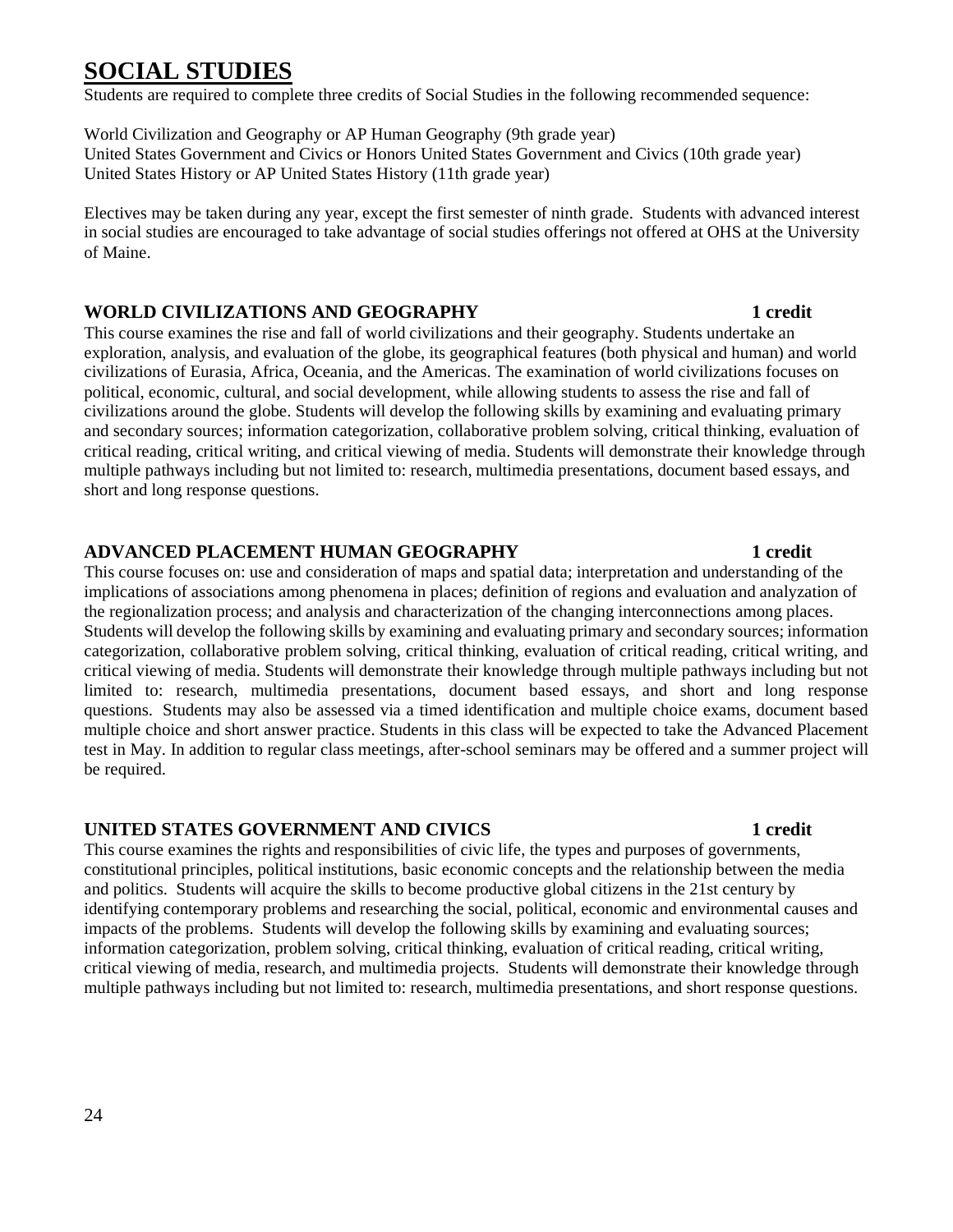# SOCIAL STUDIES

Students are required to complete three credits of Social Studies in the following recommended sequence:

World Civilization and Geography or AP Human Geography (9th grade year)
United States Government and Civics or Honors United States Government and Civics (10th grade year)
United States History or AP United States History (11th grade year)

Electives may be taken during any year, except the first semester of ninth grade. Students with advanced interest in social studies are encouraged to take advantage of social studies offerings not offered at OHS at the University of Maine.

### WORLD CIVILIZATIONS AND GEOGRAPHY — 1 credit

This course examines the rise and fall of world civilizations and their geography. Students undertake an exploration, analysis, and evaluation of the globe, its geographical features (both physical and human) and world civilizations of Eurasia, Africa, Oceania, and the Americas. The examination of world civilizations focuses on political, economic, cultural, and social development, while allowing students to assess the rise and fall of civilizations around the globe. Students will develop the following skills by examining and evaluating primary and secondary sources; information categorization, collaborative problem solving, critical thinking, evaluation of critical reading, critical writing, and critical viewing of media. Students will demonstrate their knowledge through multiple pathways including but not limited to: research, multimedia presentations, document based essays, and short and long response questions.

### ADVANCED PLACEMENT HUMAN GEOGRAPHY — 1 credit

This course focuses on: use and consideration of maps and spatial data; interpretation and understanding of the implications of associations among phenomena in places; definition of regions and evaluation and analyzation of the regionalization process; and analysis and characterization of the changing interconnections among places. Students will develop the following skills by examining and evaluating primary and secondary sources; information categorization, collaborative problem solving, critical thinking, evaluation of critical reading, critical writing, and critical viewing of media. Students will demonstrate their knowledge through multiple pathways including but not limited to: research, multimedia presentations, document based essays, and short and long response questions. Students may also be assessed via a timed identification and multiple choice exams, document based multiple choice and short answer practice. Students in this class will be expected to take the Advanced Placement test in May. In addition to regular class meetings, after-school seminars may be offered and a summer project will be required.

### UNITED STATES GOVERNMENT AND CIVICS — 1 credit

This course examines the rights and responsibilities of civic life, the types and purposes of governments, constitutional principles, political institutions, basic economic concepts and the relationship between the media and politics. Students will acquire the skills to become productive global citizens in the 21st century by identifying contemporary problems and researching the social, political, economic and environmental causes and impacts of the problems. Students will develop the following skills by examining and evaluating sources; information categorization, problem solving, critical thinking, evaluation of critical reading, critical writing, critical viewing of media, research, and multimedia projects. Students will demonstrate their knowledge through multiple pathways including but not limited to: research, multimedia presentations, and short response questions.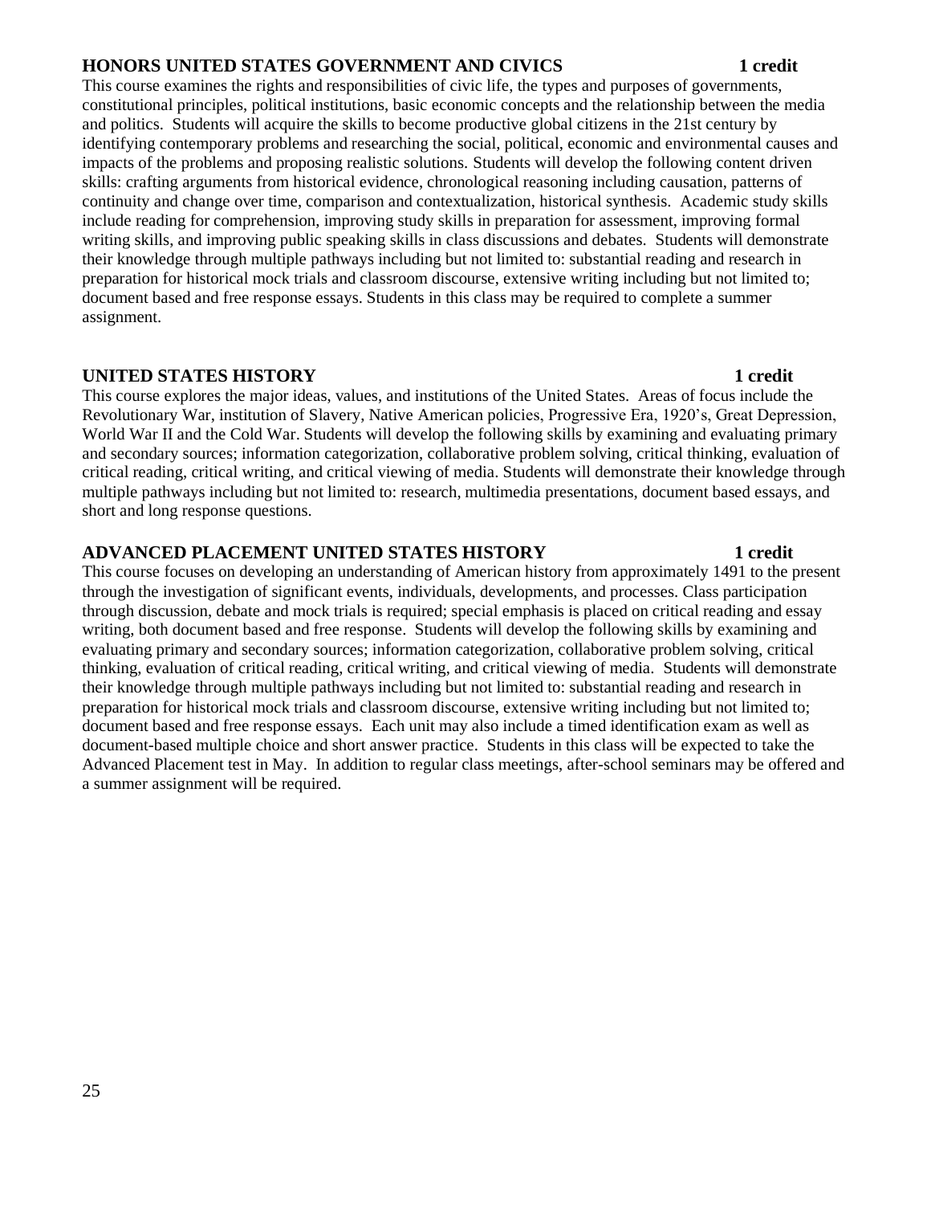### HONORS UNITED STATES GOVERNMENT AND CIVICS — 1 credit

This course examines the rights and responsibilities of civic life, the types and purposes of governments, constitutional principles, political institutions, basic economic concepts and the relationship between the media and politics. Students will acquire the skills to become productive global citizens in the 21st century by identifying contemporary problems and researching the social, political, economic and environmental causes and impacts of the problems and proposing realistic solutions. Students will develop the following content driven skills: crafting arguments from historical evidence, chronological reasoning including causation, patterns of continuity and change over time, comparison and contextualization, historical synthesis. Academic study skills include reading for comprehension, improving study skills in preparation for assessment, improving formal writing skills, and improving public speaking skills in class discussions and debates. Students will demonstrate their knowledge through multiple pathways including but not limited to: substantial reading and research in preparation for historical mock trials and classroom discourse, extensive writing including but not limited to; document based and free response essays. Students in this class may be required to complete a summer assignment.

### UNITED STATES HISTORY — 1 credit

This course explores the major ideas, values, and institutions of the United States. Areas of focus include the Revolutionary War, institution of Slavery, Native American policies, Progressive Era, 1920's, Great Depression, World War II and the Cold War. Students will develop the following skills by examining and evaluating primary and secondary sources; information categorization, collaborative problem solving, critical thinking, evaluation of critical reading, critical writing, and critical viewing of media. Students will demonstrate their knowledge through multiple pathways including but not limited to: research, multimedia presentations, document based essays, and short and long response questions.

### ADVANCED PLACEMENT UNITED STATES HISTORY — 1 credit

This course focuses on developing an understanding of American history from approximately 1491 to the present through the investigation of significant events, individuals, developments, and processes. Class participation through discussion, debate and mock trials is required; special emphasis is placed on critical reading and essay writing, both document based and free response. Students will develop the following skills by examining and evaluating primary and secondary sources; information categorization, collaborative problem solving, critical thinking, evaluation of critical reading, critical writing, and critical viewing of media. Students will demonstrate their knowledge through multiple pathways including but not limited to: substantial reading and research in preparation for historical mock trials and classroom discourse, extensive writing including but not limited to; document based and free response essays. Each unit may also include a timed identification exam as well as document-based multiple choice and short answer practice. Students in this class will be expected to take the Advanced Placement test in May. In addition to regular class meetings, after-school seminars may be offered and a summer assignment will be required.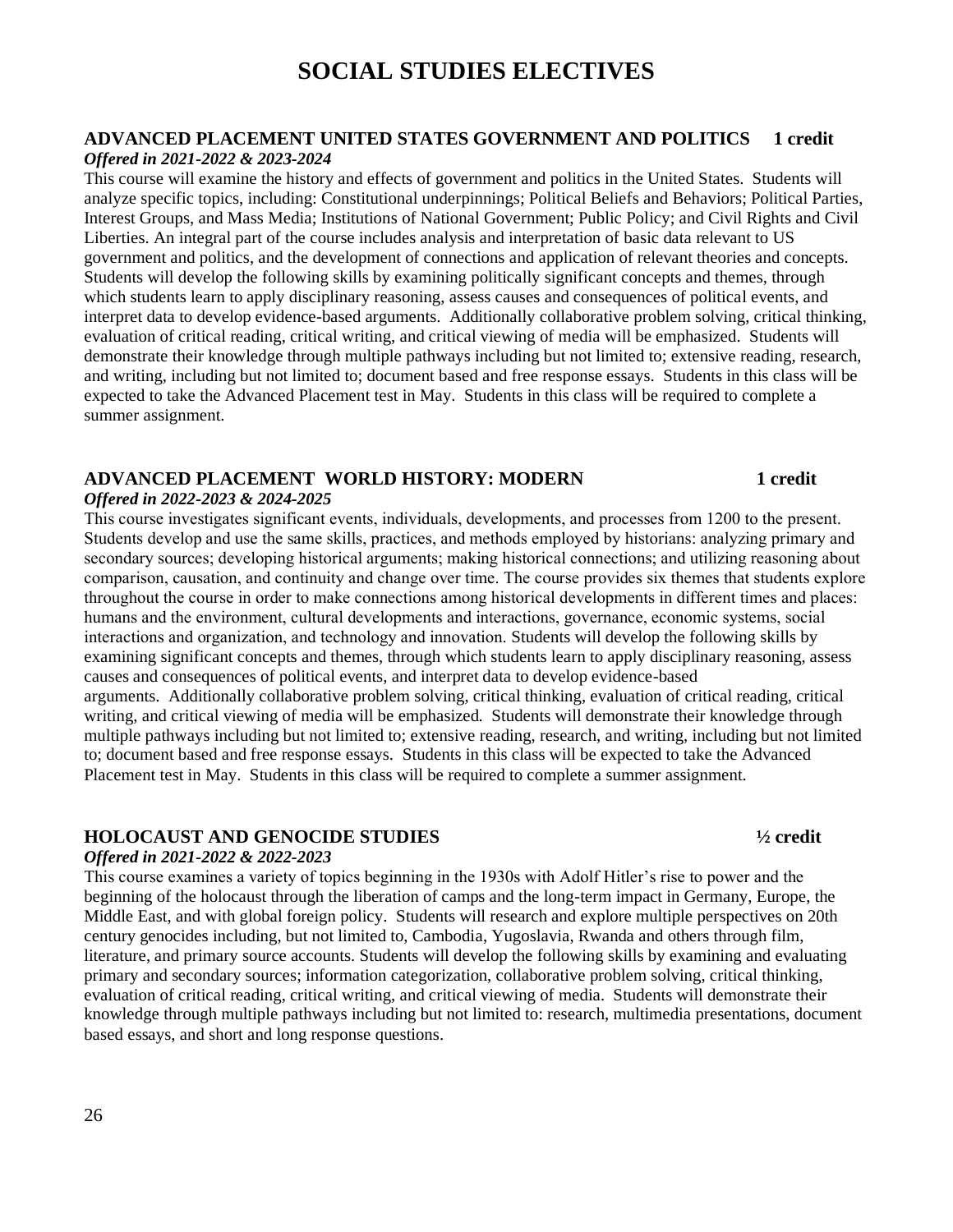# SOCIAL STUDIES ELECTIVES

### ADVANCED PLACEMENT UNITED STATES GOVERNMENT AND POLITICS 1 credit

***Offered in 2021-2022 & 2023-2024***

This course will examine the history and effects of government and politics in the United States. Students will analyze specific topics, including: Constitutional underpinnings; Political Beliefs and Behaviors; Political Parties, Interest Groups, and Mass Media; Institutions of National Government; Public Policy; and Civil Rights and Civil Liberties. An integral part of the course includes analysis and interpretation of basic data relevant to US government and politics, and the development of connections and application of relevant theories and concepts. Students will develop the following skills by examining politically significant concepts and themes, through which students learn to apply disciplinary reasoning, assess causes and consequences of political events, and interpret data to develop evidence-based arguments. Additionally collaborative problem solving, critical thinking, evaluation of critical reading, critical writing, and critical viewing of media will be emphasized. Students will demonstrate their knowledge through multiple pathways including but not limited to; extensive reading, research, and writing, including but not limited to; document based and free response essays. Students in this class will be expected to take the Advanced Placement test in May. Students in this class will be required to complete a summer assignment.

### ADVANCED PLACEMENT WORLD HISTORY: MODERN 1 credit

***Offered in 2022-2023 & 2024-2025***

This course investigates significant events, individuals, developments, and processes from 1200 to the present. Students develop and use the same skills, practices, and methods employed by historians: analyzing primary and secondary sources; developing historical arguments; making historical connections; and utilizing reasoning about comparison, causation, and continuity and change over time. The course provides six themes that students explore throughout the course in order to make connections among historical developments in different times and places: humans and the environment, cultural developments and interactions, governance, economic systems, social interactions and organization, and technology and innovation. Students will develop the following skills by examining significant concepts and themes, through which students learn to apply disciplinary reasoning, assess causes and consequences of political events, and interpret data to develop evidence-based arguments. Additionally collaborative problem solving, critical thinking, evaluation of critical reading, critical writing, and critical viewing of media will be emphasized. Students will demonstrate their knowledge through multiple pathways including but not limited to; extensive reading, research, and writing, including but not limited to; document based and free response essays. Students in this class will be expected to take the Advanced Placement test in May. Students in this class will be required to complete a summer assignment.

### HOLOCAUST AND GENOCIDE STUDIES ½ credit

***Offered in 2021-2022 & 2022-2023***

This course examines a variety of topics beginning in the 1930s with Adolf Hitler's rise to power and the beginning of the holocaust through the liberation of camps and the long-term impact in Germany, Europe, the Middle East, and with global foreign policy. Students will research and explore multiple perspectives on 20th century genocides including, but not limited to, Cambodia, Yugoslavia, Rwanda and others through film, literature, and primary source accounts. Students will develop the following skills by examining and evaluating primary and secondary sources; information categorization, collaborative problem solving, critical thinking, evaluation of critical reading, critical writing, and critical viewing of media. Students will demonstrate their knowledge through multiple pathways including but not limited to: research, multimedia presentations, document based essays, and short and long response questions.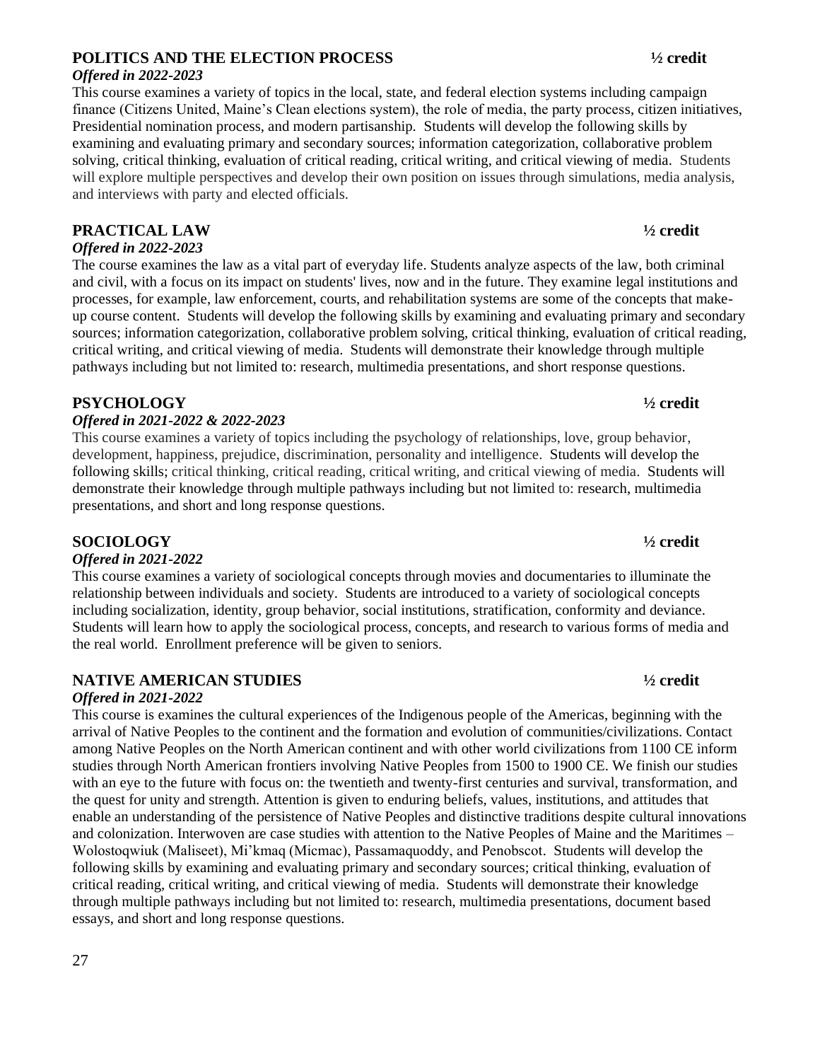### POLITICS AND THE ELECTION PROCESS ½ credit

***Offered in 2022-2023***

This course examines a variety of topics in the local, state, and federal election systems including campaign finance (Citizens United, Maine's Clean elections system), the role of media, the party process, citizen initiatives, Presidential nomination process, and modern partisanship. Students will develop the following skills by examining and evaluating primary and secondary sources; information categorization, collaborative problem solving, critical thinking, evaluation of critical reading, critical writing, and critical viewing of media. Students will explore multiple perspectives and develop their own position on issues through simulations, media analysis, and interviews with party and elected officials.

### PRACTICAL LAW ½ credit

***Offered in 2022-2023***

The course examines the law as a vital part of everyday life. Students analyze aspects of the law, both criminal and civil, with a focus on its impact on students' lives, now and in the future. They examine legal institutions and processes, for example, law enforcement, courts, and rehabilitation systems are some of the concepts that make-up course content. Students will develop the following skills by examining and evaluating primary and secondary sources; information categorization, collaborative problem solving, critical thinking, evaluation of critical reading, critical writing, and critical viewing of media. Students will demonstrate their knowledge through multiple pathways including but not limited to: research, multimedia presentations, and short response questions.

### PSYCHOLOGY ½ credit

***Offered in 2021-2022 & 2022-2023***

This course examines a variety of topics including the psychology of relationships, love, group behavior, development, happiness, prejudice, discrimination, personality and intelligence. Students will develop the following skills; critical thinking, critical reading, critical writing, and critical viewing of media. Students will demonstrate their knowledge through multiple pathways including but not limited to: research, multimedia presentations, and short and long response questions.

### SOCIOLOGY ½ credit

***Offered in 2021-2022***

This course examines a variety of sociological concepts through movies and documentaries to illuminate the relationship between individuals and society. Students are introduced to a variety of sociological concepts including socialization, identity, group behavior, social institutions, stratification, conformity and deviance. Students will learn how to apply the sociological process, concepts, and research to various forms of media and the real world. Enrollment preference will be given to seniors.

### NATIVE AMERICAN STUDIES ½ credit

***Offered in 2021-2022***

This course is examines the cultural experiences of the Indigenous people of the Americas, beginning with the arrival of Native Peoples to the continent and the formation and evolution of communities/civilizations. Contact among Native Peoples on the North American continent and with other world civilizations from 1100 CE inform studies through North American frontiers involving Native Peoples from 1500 to 1900 CE. We finish our studies with an eye to the future with focus on: the twentieth and twenty-first centuries and survival, transformation, and the quest for unity and strength. Attention is given to enduring beliefs, values, institutions, and attitudes that enable an understanding of the persistence of Native Peoples and distinctive traditions despite cultural innovations and colonization. Interwoven are case studies with attention to the Native Peoples of Maine and the Maritimes – Wolostoqwiuk (Maliseet), Mi'kmaq (Micmac), Passamaquoddy, and Penobscot. Students will develop the following skills by examining and evaluating primary and secondary sources; critical thinking, evaluation of critical reading, critical writing, and critical viewing of media. Students will demonstrate their knowledge through multiple pathways including but not limited to: research, multimedia presentations, document based essays, and short and long response questions.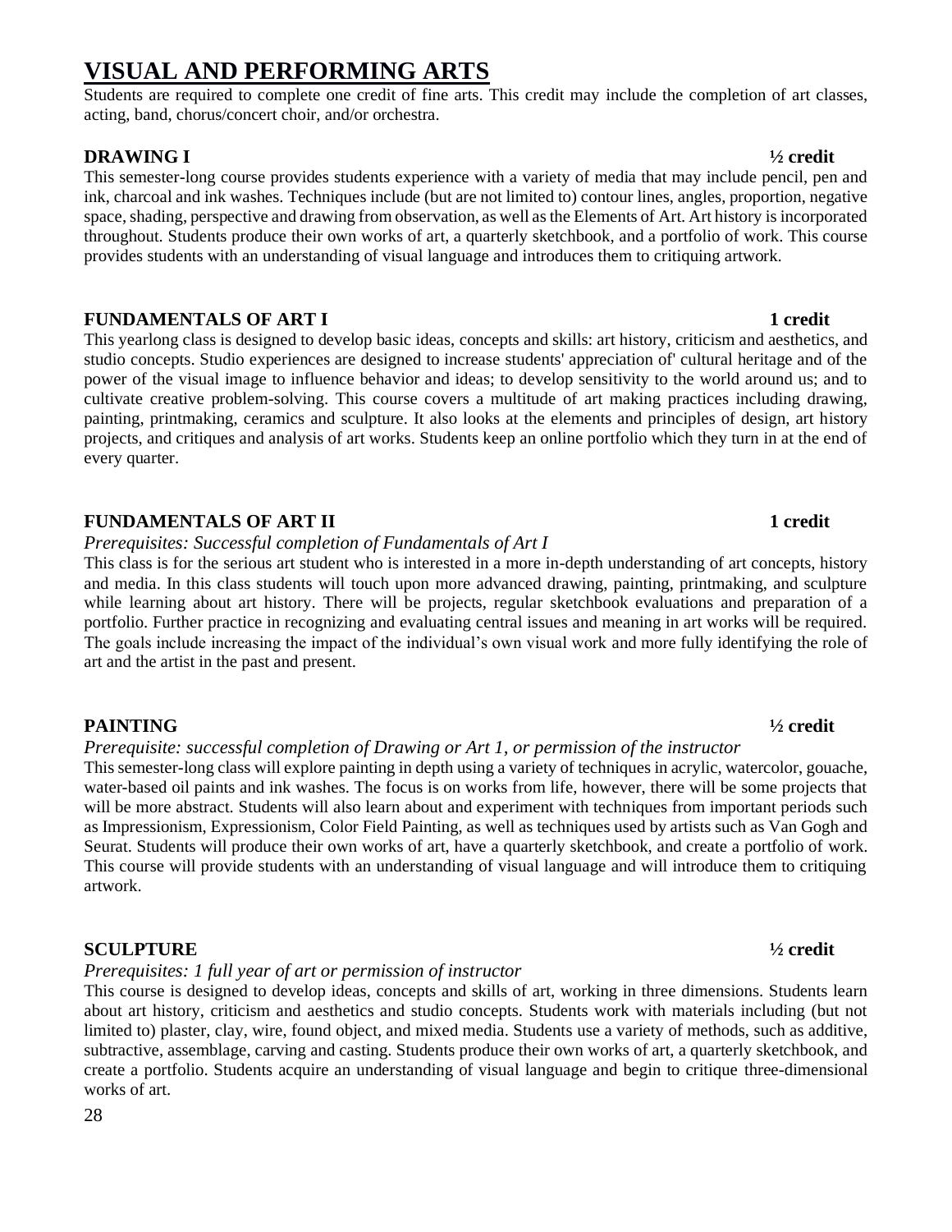# VISUAL AND PERFORMING ARTS

Students are required to complete one credit of fine arts. This credit may include the completion of art classes, acting, band, chorus/concert choir, and/or orchestra.

## DRAWING I — ½ credit

This semester-long course provides students experience with a variety of media that may include pencil, pen and ink, charcoal and ink washes. Techniques include (but are not limited to) contour lines, angles, proportion, negative space, shading, perspective and drawing from observation, as well as the Elements of Art. Art history is incorporated throughout. Students produce their own works of art, a quarterly sketchbook, and a portfolio of work. This course provides students with an understanding of visual language and introduces them to critiquing artwork.

## FUNDAMENTALS OF ART I — 1 credit

This yearlong class is designed to develop basic ideas, concepts and skills: art history, criticism and aesthetics, and studio concepts. Studio experiences are designed to increase students' appreciation of' cultural heritage and of the power of the visual image to influence behavior and ideas; to develop sensitivity to the world around us; and to cultivate creative problem-solving. This course covers a multitude of art making practices including drawing, painting, printmaking, ceramics and sculpture. It also looks at the elements and principles of design, art history projects, and critiques and analysis of art works. Students keep an online portfolio which they turn in at the end of every quarter.

## FUNDAMENTALS OF ART II — 1 credit

*Prerequisites: Successful completion of Fundamentals of Art I*

This class is for the serious art student who is interested in a more in-depth understanding of art concepts, history and media. In this class students will touch upon more advanced drawing, painting, printmaking, and sculpture while learning about art history. There will be projects, regular sketchbook evaluations and preparation of a portfolio. Further practice in recognizing and evaluating central issues and meaning in art works will be required. The goals include increasing the impact of the individual's own visual work and more fully identifying the role of art and the artist in the past and present.

## PAINTING — ½ credit

*Prerequisite: successful completion of Drawing or Art 1, or permission of the instructor*

This semester-long class will explore painting in depth using a variety of techniques in acrylic, watercolor, gouache, water-based oil paints and ink washes. The focus is on works from life, however, there will be some projects that will be more abstract. Students will also learn about and experiment with techniques from important periods such as Impressionism, Expressionism, Color Field Painting, as well as techniques used by artists such as Van Gogh and Seurat. Students will produce their own works of art, have a quarterly sketchbook, and create a portfolio of work. This course will provide students with an understanding of visual language and will introduce them to critiquing artwork.

## SCULPTURE — ½ credit

*Prerequisites: 1 full year of art or permission of instructor*

This course is designed to develop ideas, concepts and skills of art, working in three dimensions. Students learn about art history, criticism and aesthetics and studio concepts. Students work with materials including (but not limited to) plaster, clay, wire, found object, and mixed media. Students use a variety of methods, such as additive, subtractive, assemblage, carving and casting. Students produce their own works of art, a quarterly sketchbook, and create a portfolio. Students acquire an understanding of visual language and begin to critique three-dimensional works of art.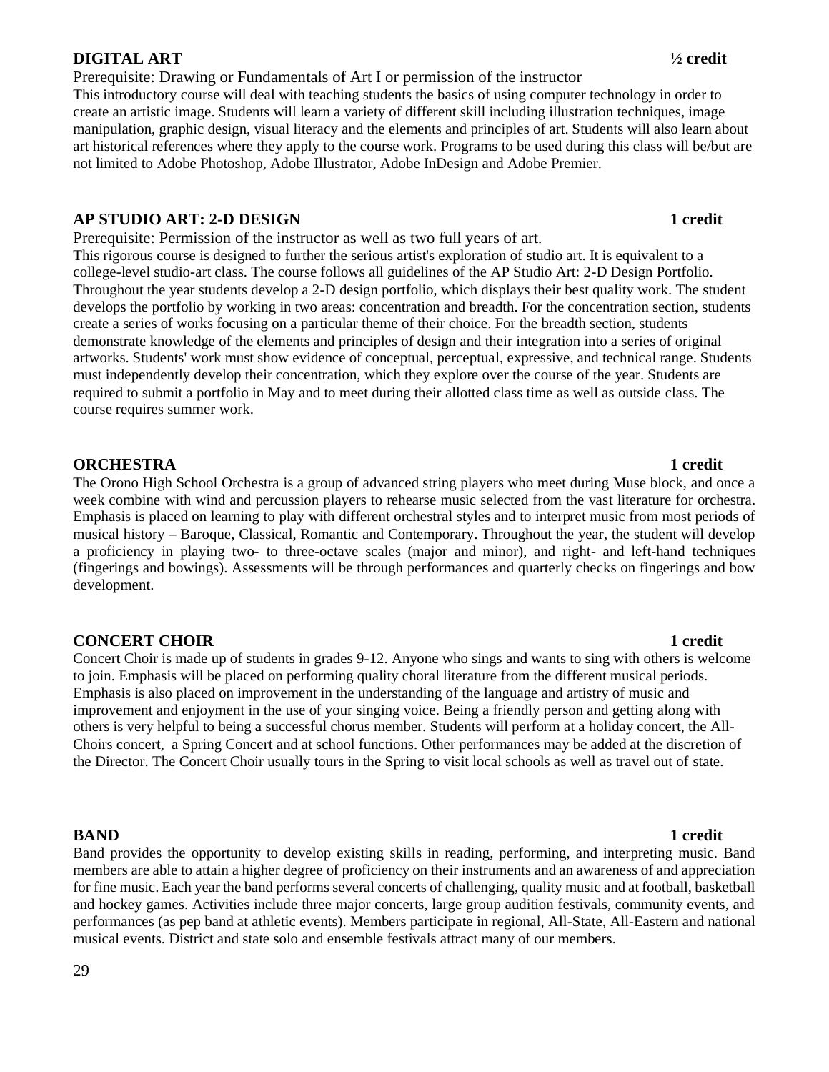## DIGITAL ART ½ credit

Prerequisite: Drawing or Fundamentals of Art I or permission of the instructor

This introductory course will deal with teaching students the basics of using computer technology in order to create an artistic image. Students will learn a variety of different skill including illustration techniques, image manipulation, graphic design, visual literacy and the elements and principles of art. Students will also learn about art historical references where they apply to the course work. Programs to be used during this class will be/but are not limited to Adobe Photoshop, Adobe Illustrator, Adobe InDesign and Adobe Premier.

## AP STUDIO ART: 2-D DESIGN 1 credit

Prerequisite: Permission of the instructor as well as two full years of art.

This rigorous course is designed to further the serious artist's exploration of studio art. It is equivalent to a college-level studio-art class. The course follows all guidelines of the AP Studio Art: 2-D Design Portfolio. Throughout the year students develop a 2-D design portfolio, which displays their best quality work. The student develops the portfolio by working in two areas: concentration and breadth. For the concentration section, students create a series of works focusing on a particular theme of their choice. For the breadth section, students demonstrate knowledge of the elements and principles of design and their integration into a series of original artworks. Students' work must show evidence of conceptual, perceptual, expressive, and technical range. Students must independently develop their concentration, which they explore over the course of the year. Students are required to submit a portfolio in May and to meet during their allotted class time as well as outside class. The course requires summer work.

## ORCHESTRA 1 credit

The Orono High School Orchestra is a group of advanced string players who meet during Muse block, and once a week combine with wind and percussion players to rehearse music selected from the vast literature for orchestra. Emphasis is placed on learning to play with different orchestral styles and to interpret music from most periods of musical history – Baroque, Classical, Romantic and Contemporary. Throughout the year, the student will develop a proficiency in playing two- to three-octave scales (major and minor), and right- and left-hand techniques (fingerings and bowings). Assessments will be through performances and quarterly checks on fingerings and bow development.

## CONCERT CHOIR 1 credit

Concert Choir is made up of students in grades 9-12. Anyone who sings and wants to sing with others is welcome to join. Emphasis will be placed on performing quality choral literature from the different musical periods. Emphasis is also placed on improvement in the understanding of the language and artistry of music and improvement and enjoyment in the use of your singing voice. Being a friendly person and getting along with others is very helpful to being a successful chorus member. Students will perform at a holiday concert, the All-Choirs concert, a Spring Concert and at school functions. Other performances may be added at the discretion of the Director. The Concert Choir usually tours in the Spring to visit local schools as well as travel out of state.

## BAND 1 credit

Band provides the opportunity to develop existing skills in reading, performing, and interpreting music. Band members are able to attain a higher degree of proficiency on their instruments and an awareness of and appreciation for fine music. Each year the band performs several concerts of challenging, quality music and at football, basketball and hockey games. Activities include three major concerts, large group audition festivals, community events, and performances (as pep band at athletic events). Members participate in regional, All-State, All-Eastern and national musical events. District and state solo and ensemble festivals attract many of our members.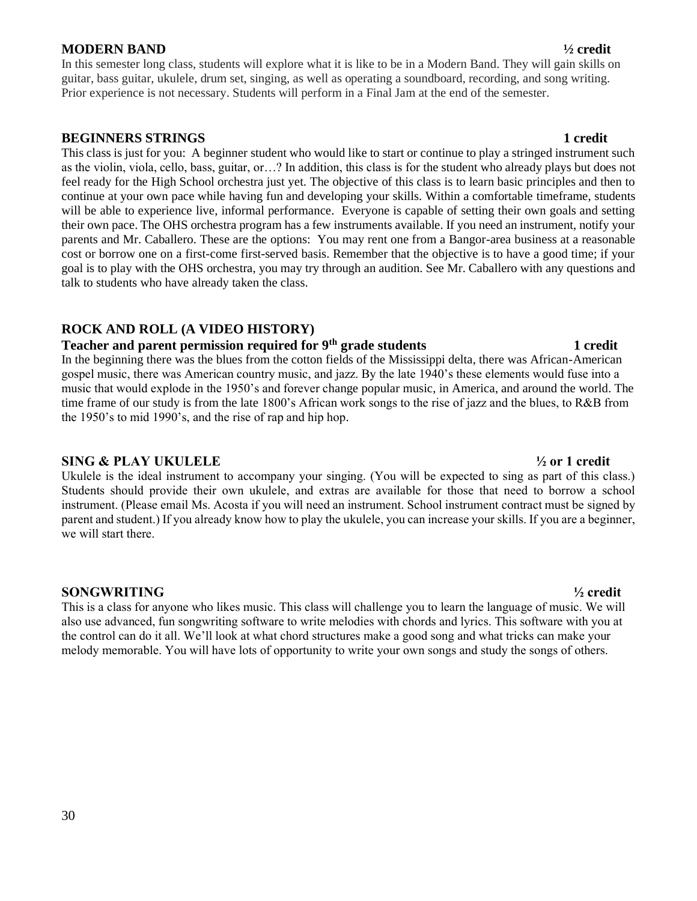## MODERN BAND ½ credit

In this semester long class, students will explore what it is like to be in a Modern Band. They will gain skills on guitar, bass guitar, ukulele, drum set, singing, as well as operating a soundboard, recording, and song writing. Prior experience is not necessary. Students will perform in a Final Jam at the end of the semester.

## BEGINNERS STRINGS 1 credit

This class is just for you: A beginner student who would like to start or continue to play a stringed instrument such as the violin, viola, cello, bass, guitar, or…? In addition, this class is for the student who already plays but does not feel ready for the High School orchestra just yet. The objective of this class is to learn basic principles and then to continue at your own pace while having fun and developing your skills. Within a comfortable timeframe, students will be able to experience live, informal performance. Everyone is capable of setting their own goals and setting their own pace. The OHS orchestra program has a few instruments available. If you need an instrument, notify your parents and Mr. Caballero. These are the options: You may rent one from a Bangor-area business at a reasonable cost or borrow one on a first-come first-served basis. Remember that the objective is to have a good time; if your goal is to play with the OHS orchestra, you may try through an audition. See Mr. Caballero with any questions and talk to students who have already taken the class.

## ROCK AND ROLL (A VIDEO HISTORY)

**Teacher and parent permission required for 9th grade students 1 credit**

In the beginning there was the blues from the cotton fields of the Mississippi delta, there was African-American gospel music, there was American country music, and jazz. By the late 1940's these elements would fuse into a music that would explode in the 1950's and forever change popular music, in America, and around the world. The time frame of our study is from the late 1800's African work songs to the rise of jazz and the blues, to R&B from the 1950's to mid 1990's, and the rise of rap and hip hop.

## SING & PLAY UKULELE ½ or 1 credit

Ukulele is the ideal instrument to accompany your singing. (You will be expected to sing as part of this class.) Students should provide their own ukulele, and extras are available for those that need to borrow a school instrument. (Please email Ms. Acosta if you will need an instrument. School instrument contract must be signed by parent and student.) If you already know how to play the ukulele, you can increase your skills. If you are a beginner, we will start there.

## SONGWRITING ½ credit

This is a class for anyone who likes music. This class will challenge you to learn the language of music. We will also use advanced, fun songwriting software to write melodies with chords and lyrics. This software with you at the control can do it all. We'll look at what chord structures make a good song and what tricks can make your melody memorable. You will have lots of opportunity to write your own songs and study the songs of others.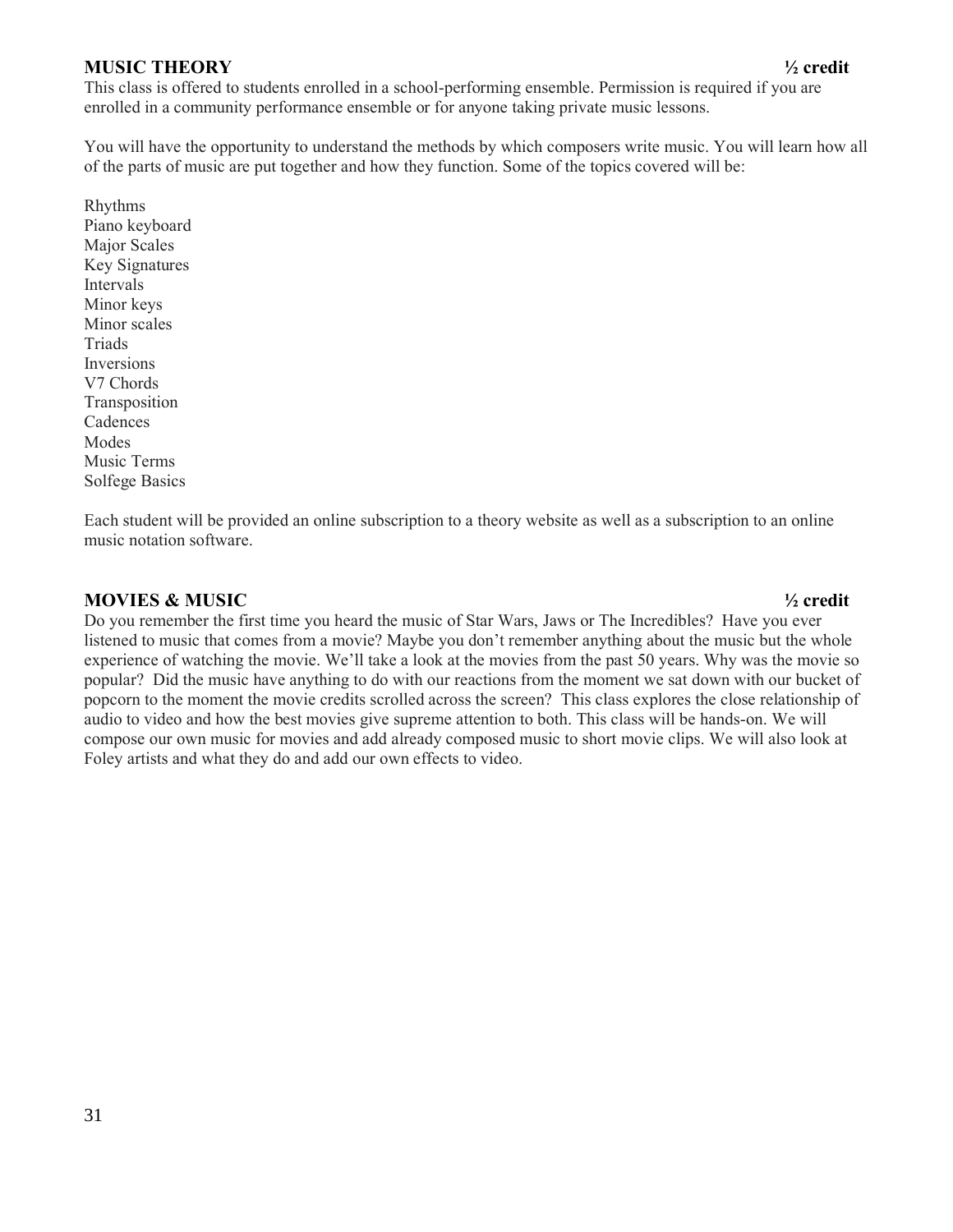**MUSIC THEORY** **½ credit**

This class is offered to students enrolled in a school-performing ensemble. Permission is required if you are enrolled in a community performance ensemble or for anyone taking private music lessons.

You will have the opportunity to understand the methods by which composers write music. You will learn how all of the parts of music are put together and how they function. Some of the topics covered will be:

Rhythms
Piano keyboard
Major Scales
Key Signatures
Intervals
Minor keys
Minor scales
Triads
Inversions
V7 Chords
Transposition
Cadences
Modes
Music Terms
Solfege Basics

Each student will be provided an online subscription to a theory website as well as a subscription to an online music notation software.

**MOVIES & MUSIC** **½ credit**

Do you remember the first time you heard the music of Star Wars, Jaws or The Incredibles? Have you ever listened to music that comes from a movie? Maybe you don't remember anything about the music but the whole experience of watching the movie. We'll take a look at the movies from the past 50 years. Why was the movie so popular? Did the music have anything to do with our reactions from the moment we sat down with our bucket of popcorn to the moment the movie credits scrolled across the screen? This class explores the close relationship of audio to video and how the best movies give supreme attention to both. This class will be hands-on. We will compose our own music for movies and add already composed music to short movie clips. We will also look at Foley artists and what they do and add our own effects to video.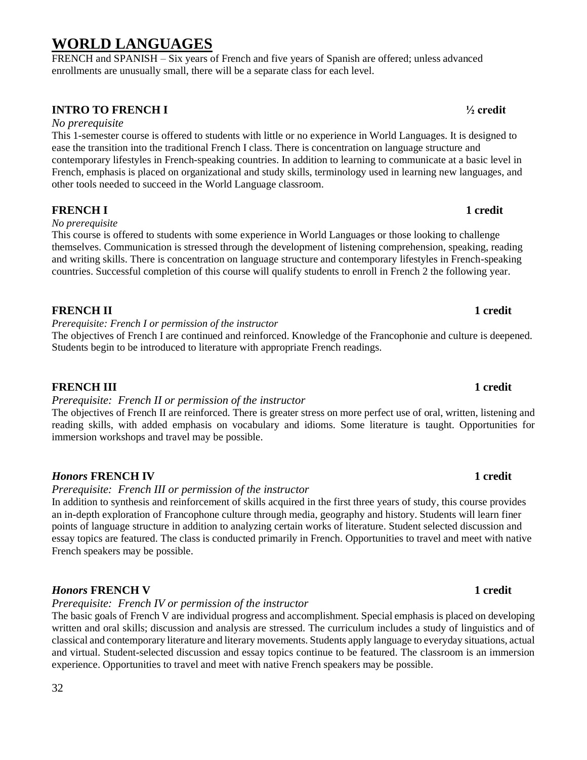# WORLD LANGUAGES

FRENCH and SPANISH – Six years of French and five years of Spanish are offered; unless advanced enrollments are unusually small, there will be a separate class for each level.

### INTRO TO FRENCH I ½ credit

*No prerequisite*

This 1-semester course is offered to students with little or no experience in World Languages. It is designed to ease the transition into the traditional French I class. There is concentration on language structure and contemporary lifestyles in French-speaking countries. In addition to learning to communicate at a basic level in French, emphasis is placed on organizational and study skills, terminology used in learning new languages, and other tools needed to succeed in the World Language classroom.

### FRENCH I 1 credit

*No prerequisite*

This course is offered to students with some experience in World Languages or those looking to challenge themselves. Communication is stressed through the development of listening comprehension, speaking, reading and writing skills. There is concentration on language structure and contemporary lifestyles in French-speaking countries. Successful completion of this course will qualify students to enroll in French 2 the following year.

### FRENCH II 1 credit

*Prerequisite: French I or permission of the instructor*

The objectives of French I are continued and reinforced. Knowledge of the Francophonie and culture is deepened. Students begin to be introduced to literature with appropriate French readings.

### FRENCH III 1 credit

*Prerequisite: French II or permission of the instructor*

The objectives of French II are reinforced. There is greater stress on more perfect use of oral, written, listening and reading skills, with added emphasis on vocabulary and idioms. Some literature is taught. Opportunities for immersion workshops and travel may be possible.

### *Honors* FRENCH IV 1 credit

*Prerequisite: French III or permission of the instructor*

In addition to synthesis and reinforcement of skills acquired in the first three years of study, this course provides an in-depth exploration of Francophone culture through media, geography and history. Students will learn finer points of language structure in addition to analyzing certain works of literature. Student selected discussion and essay topics are featured. The class is conducted primarily in French. Opportunities to travel and meet with native French speakers may be possible.

### *Honors* FRENCH V 1 credit

*Prerequisite: French IV or permission of the instructor*

The basic goals of French V are individual progress and accomplishment. Special emphasis is placed on developing written and oral skills; discussion and analysis are stressed. The curriculum includes a study of linguistics and of classical and contemporary literature and literary movements. Students apply language to everyday situations, actual and virtual. Student-selected discussion and essay topics continue to be featured. The classroom is an immersion experience. Opportunities to travel and meet with native French speakers may be possible.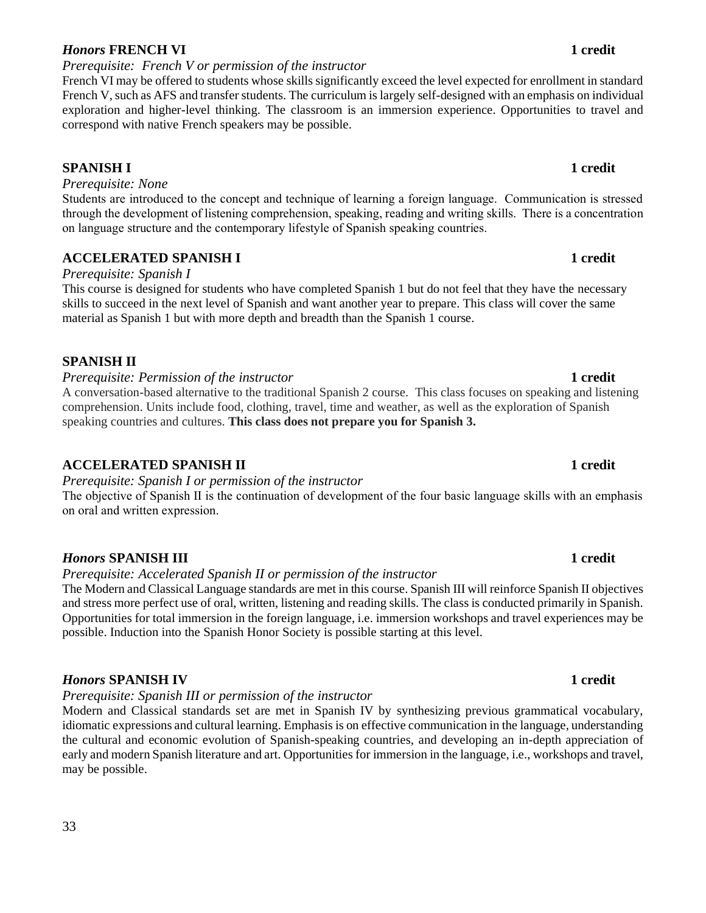### *Honors* FRENCH VI **1 credit**

*Prerequisite: French V or permission of the instructor*

French VI may be offered to students whose skills significantly exceed the level expected for enrollment in standard French V, such as AFS and transfer students. The curriculum is largely self-designed with an emphasis on individual exploration and higher-level thinking. The classroom is an immersion experience. Opportunities to travel and correspond with native French speakers may be possible.

### SPANISH I **1 credit**

*Prerequisite: None*

Students are introduced to the concept and technique of learning a foreign language. Communication is stressed through the development of listening comprehension, speaking, reading and writing skills. There is a concentration on language structure and the contemporary lifestyle of Spanish speaking countries.

### ACCELERATED SPANISH I **1 credit**

*Prerequisite: Spanish I*

This course is designed for students who have completed Spanish 1 but do not feel that they have the necessary skills to succeed in the next level of Spanish and want another year to prepare. This class will cover the same material as Spanish 1 but with more depth and breadth than the Spanish 1 course.

### SPANISH II

*Prerequisite: Permission of the instructor* **1 credit**

A conversation-based alternative to the traditional Spanish 2 course. This class focuses on speaking and listening comprehension. Units include food, clothing, travel, time and weather, as well as the exploration of Spanish speaking countries and cultures. **This class does not prepare you for Spanish 3.**

### ACCELERATED SPANISH II **1 credit**

*Prerequisite: Spanish I or permission of the instructor*

The objective of Spanish II is the continuation of development of the four basic language skills with an emphasis on oral and written expression.

### *Honors* SPANISH III **1 credit**

*Prerequisite: Accelerated Spanish II or permission of the instructor*

The Modern and Classical Language standards are met in this course. Spanish III will reinforce Spanish II objectives and stress more perfect use of oral, written, listening and reading skills. The class is conducted primarily in Spanish. Opportunities for total immersion in the foreign language, i.e. immersion workshops and travel experiences may be possible. Induction into the Spanish Honor Society is possible starting at this level.

### *Honors* SPANISH IV **1 credit**

*Prerequisite: Spanish III or permission of the instructor*

Modern and Classical standards set are met in Spanish IV by synthesizing previous grammatical vocabulary, idiomatic expressions and cultural learning. Emphasis is on effective communication in the language, understanding the cultural and economic evolution of Spanish-speaking countries, and developing an in-depth appreciation of early and modern Spanish literature and art. Opportunities for immersion in the language, i.e., workshops and travel, may be possible.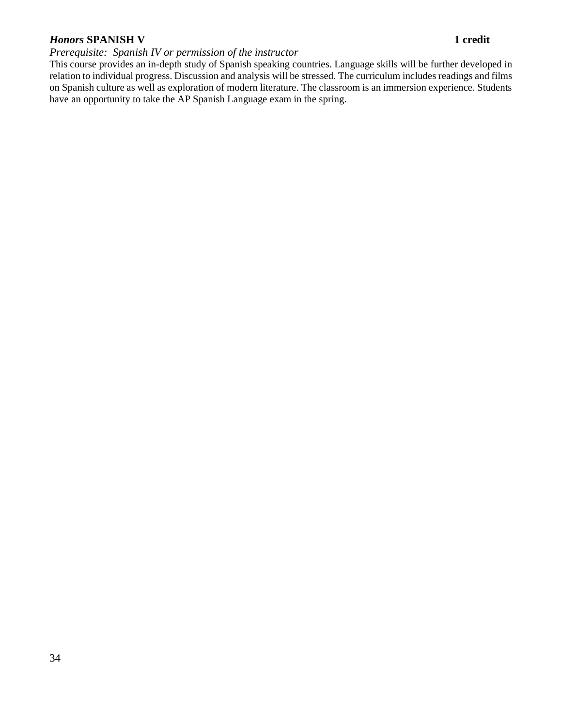### ***Honors* SPANISH V** **1 credit**

*Prerequisite: Spanish IV or permission of the instructor*

This course provides an in-depth study of Spanish speaking countries. Language skills will be further developed in relation to individual progress. Discussion and analysis will be stressed. The curriculum includes readings and films on Spanish culture as well as exploration of modern literature. The classroom is an immersion experience. Students have an opportunity to take the AP Spanish Language exam in the spring.